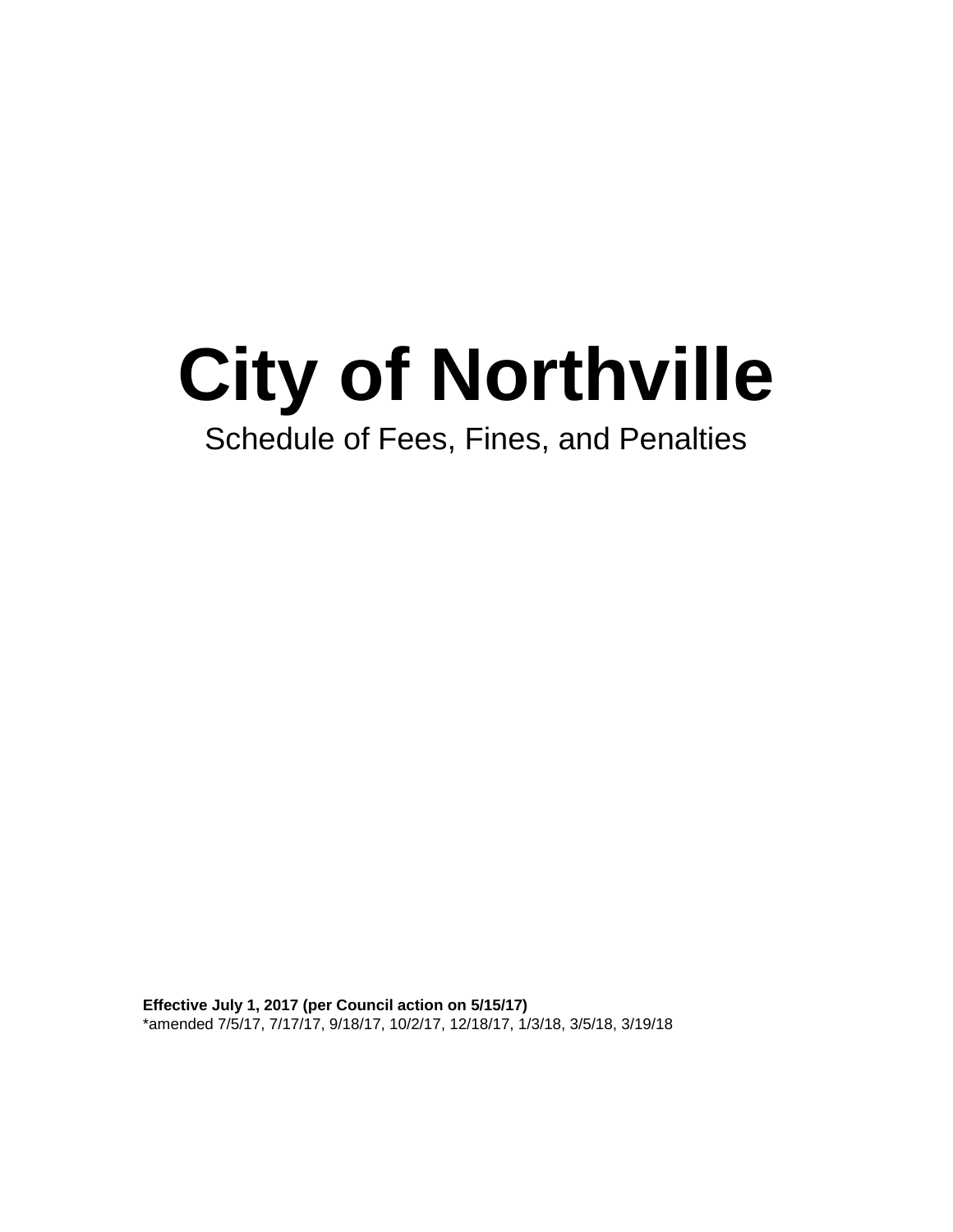# City of Northville

Schedule of Fees, Fines, and Penalties

**Effective July 1, 2017 (per Council action on 5/15/17)**
*amended 7/5/17, 7/17/17, 9/18/17, 10/2/17, 12/18/17, 1/3/18, 3/5/18, 3/19/18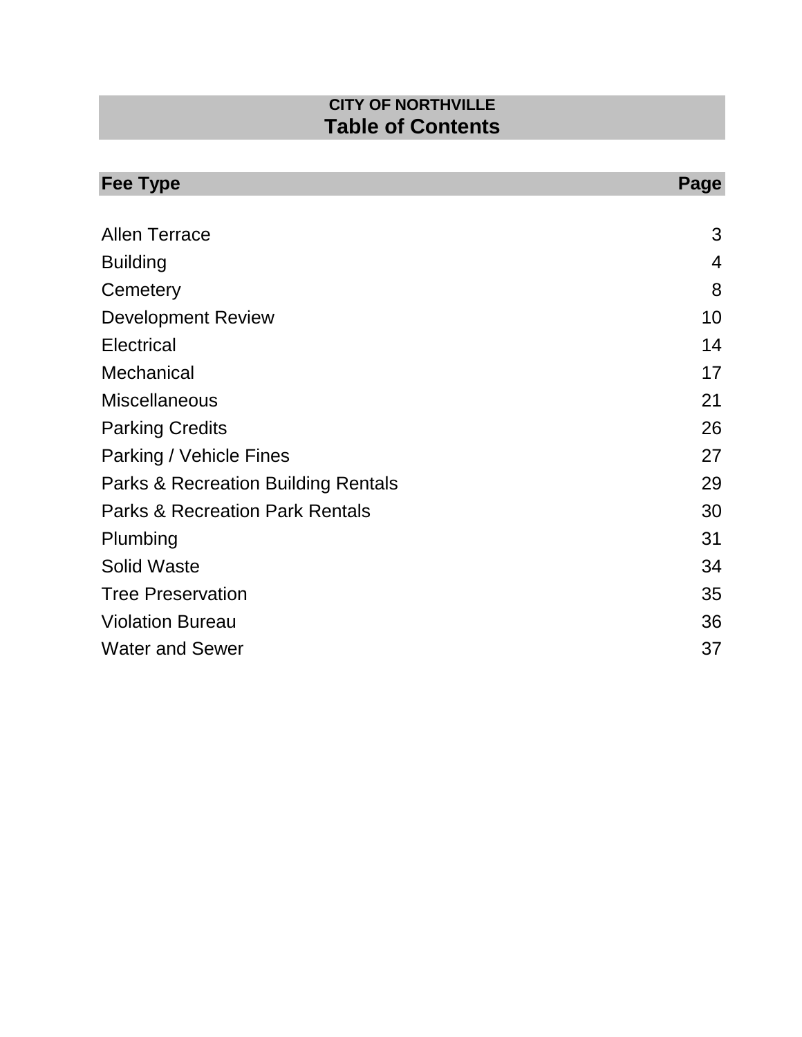**CITY OF NORTHVILLE**

# Table of Contents

| Fee Type | Page |
|---|---|
| Allen Terrace | 3 |
| Building | 4 |
| Cemetery | 8 |
| Development Review | 10 |
| Electrical | 14 |
| Mechanical | 17 |
| Miscellaneous | 21 |
| Parking Credits | 26 |
| Parking / Vehicle Fines | 27 |
| Parks & Recreation Building Rentals | 29 |
| Parks & Recreation Park Rentals | 30 |
| Plumbing | 31 |
| Solid Waste | 34 |
| Tree Preservation | 35 |
| Violation Bureau | 36 |
| Water and Sewer | 37 |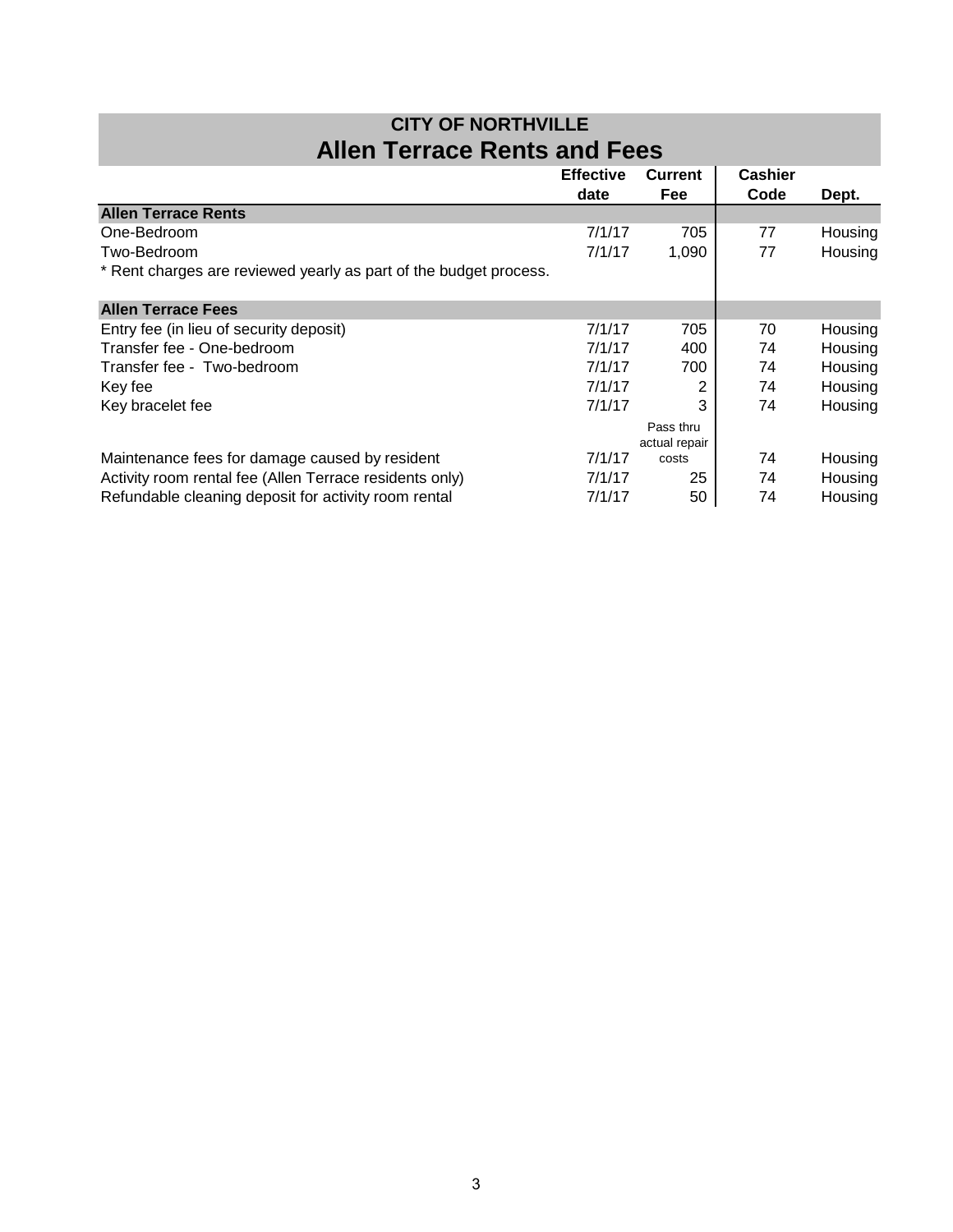# CITY OF NORTHVILLE

## Allen Terrace Rents and Fees

| | Effective date | Current Fee | Cashier Code | Dept. |
|---|---|---|---|---|
| **Allen Terrace Rents** | | | | |
| One-Bedroom | 7/1/17 | 705 | 77 | Housing |
| Two-Bedroom | 7/1/17 | 1,090 | 77 | Housing |
| * Rent charges are reviewed yearly as part of the budget process. | | | | |
| **Allen Terrace Fees** | | | | |
| Entry fee (in lieu of security deposit) | 7/1/17 | 705 | 70 | Housing |
| Transfer fee - One-bedroom | 7/1/17 | 400 | 74 | Housing |
| Transfer fee - Two-bedroom | 7/1/17 | 700 | 74 | Housing |
| Key fee | 7/1/17 | 2 | 74 | Housing |
| Key bracelet fee | 7/1/17 | 3 | 74 | Housing |
| Maintenance fees for damage caused by resident | 7/1/17 | Pass thru actual repair costs | 74 | Housing |
| Activity room rental fee (Allen Terrace residents only) | 7/1/17 | 25 | 74 | Housing |
| Refundable cleaning deposit for activity room rental | 7/1/17 | 50 | 74 | Housing |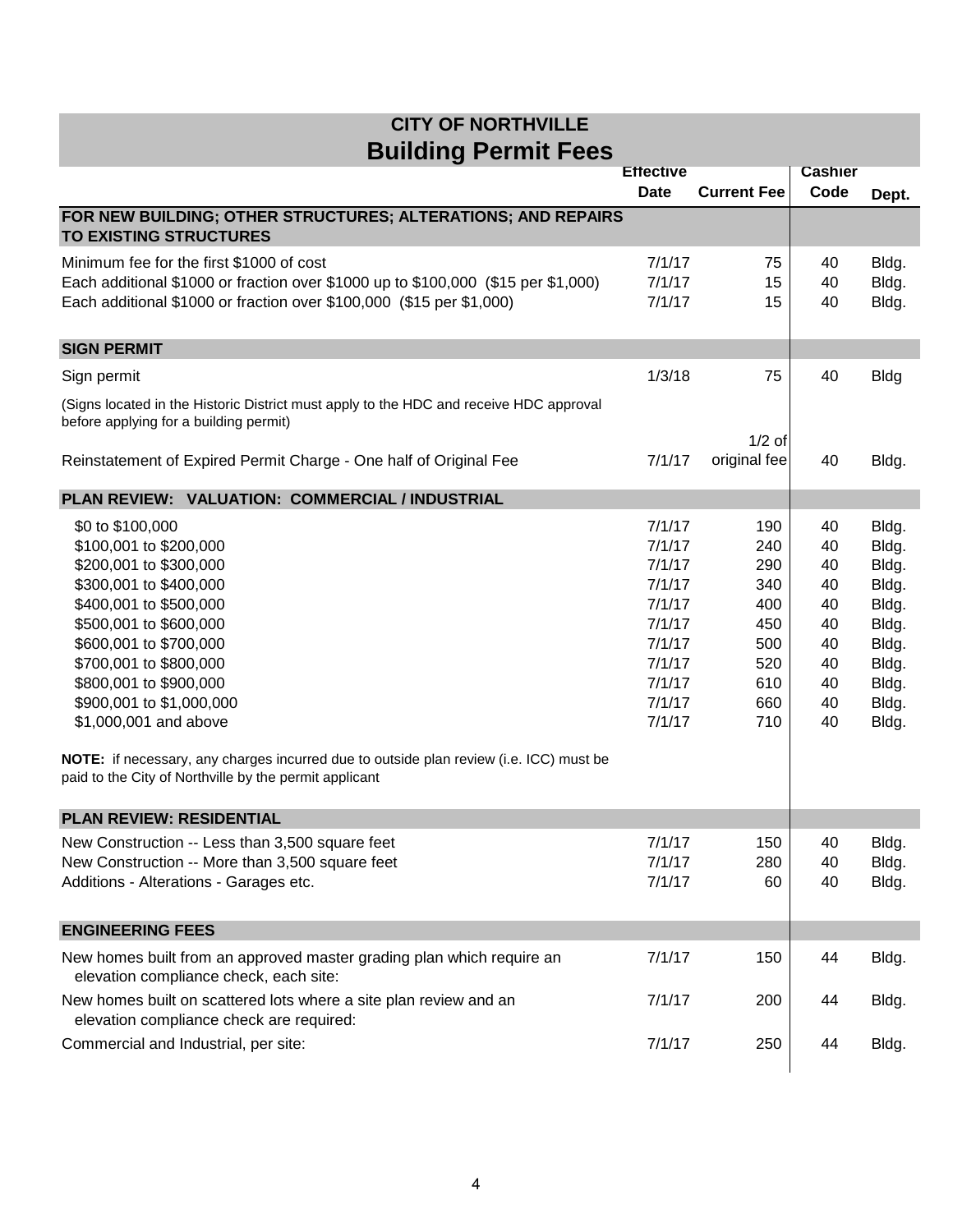# CITY OF NORTHVILLE
## Building Permit Fees

| | Effective Date | Current Fee | Cashier Code | Dept. |
|---|---|---|---|---|
| **FOR NEW BUILDING; OTHER STRUCTURES; ALTERATIONS; AND REPAIRS TO EXISTING STRUCTURES** | | | | |
| Minimum fee for the first $1000 of cost | 7/1/17 | 75 | 40 | Bldg. |
| Each additional $1000 or fraction over $1000 up to $100,000 ($15 per $1,000) | 7/1/17 | 15 | 40 | Bldg. |
| Each additional $1000 or fraction over $100,000 ($15 per $1,000) | 7/1/17 | 15 | 40 | Bldg. |
| **SIGN PERMIT** | | | | |
| Sign permit | 1/3/18 | 75 | 40 | Bldg |
| (Signs located in the Historic District must apply to the HDC and receive HDC approval before applying for a building permit) | | | | |
| Reinstatement of Expired Permit Charge - One half of Original Fee | 7/1/17 | 1/2 of original fee | 40 | Bldg. |
| **PLAN REVIEW: VALUATION: COMMERCIAL / INDUSTRIAL** | | | | |
| $0 to $100,000 | 7/1/17 | 190 | 40 | Bldg. |
| $100,001 to $200,000 | 7/1/17 | 240 | 40 | Bldg. |
| $200,001 to $300,000 | 7/1/17 | 290 | 40 | Bldg. |
| $300,001 to $400,000 | 7/1/17 | 340 | 40 | Bldg. |
| $400,001 to $500,000 | 7/1/17 | 400 | 40 | Bldg. |
| $500,001 to $600,000 | 7/1/17 | 450 | 40 | Bldg. |
| $600,001 to $700,000 | 7/1/17 | 500 | 40 | Bldg. |
| $700,001 to $800,000 | 7/1/17 | 520 | 40 | Bldg. |
| $800,001 to $900,000 | 7/1/17 | 610 | 40 | Bldg. |
| $900,001 to $1,000,000 | 7/1/17 | 660 | 40 | Bldg. |
| $1,000,001 and above | 7/1/17 | 710 | 40 | Bldg. |
| **NOTE:** if necessary, any charges incurred due to outside plan review (i.e. ICC) must be paid to the City of Northville by the permit applicant | | | | |
| **PLAN REVIEW: RESIDENTIAL** | | | | |
| New Construction -- Less than 3,500 square feet | 7/1/17 | 150 | 40 | Bldg. |
| New Construction -- More than 3,500 square feet | 7/1/17 | 280 | 40 | Bldg. |
| Additions - Alterations - Garages etc. | 7/1/17 | 60 | 40 | Bldg. |
| **ENGINEERING FEES** | | | | |
| New homes built from an approved master grading plan which require an elevation compliance check, each site: | 7/1/17 | 150 | 44 | Bldg. |
| New homes built on scattered lots where a site plan review and an elevation compliance check are required: | 7/1/17 | 200 | 44 | Bldg. |
| Commercial and Industrial, per site: | 7/1/17 | 250 | 44 | Bldg. |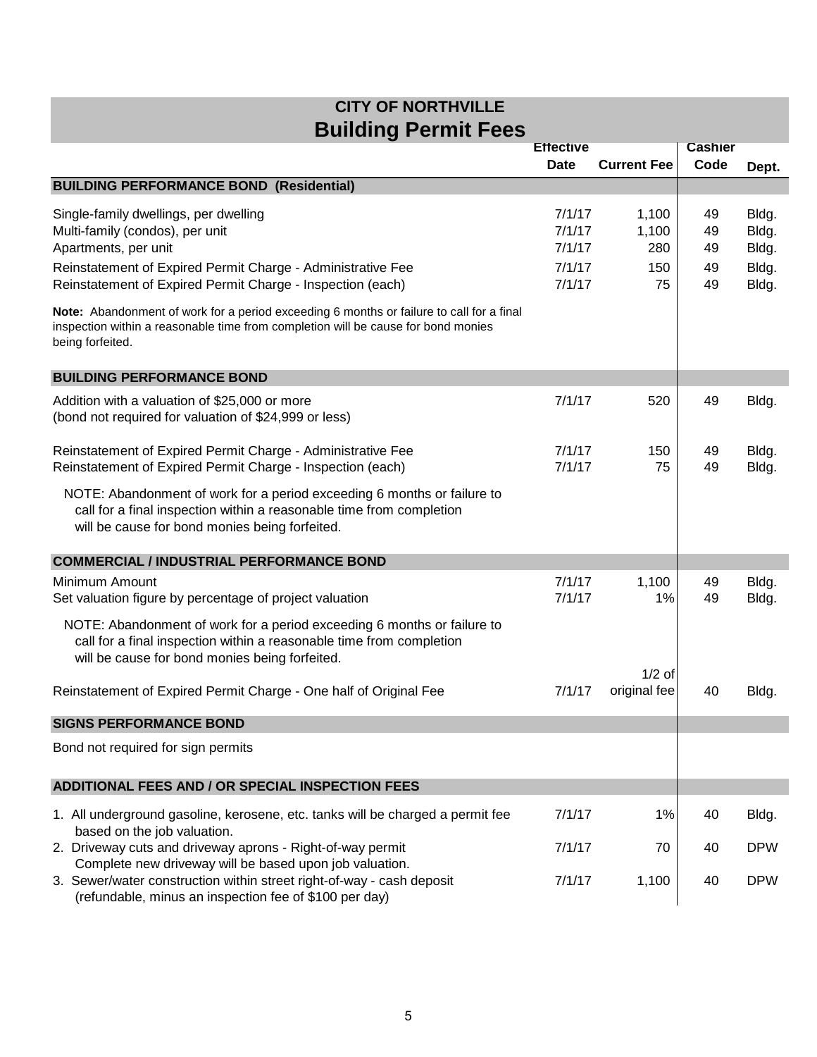# CITY OF NORTHVILLE
## Building Permit Fees

| | Effective Date | Current Fee | Cashier Code | Dept. |
|---|---|---|---|---|
| **BUILDING PERFORMANCE BOND (Residential)** | | | | |
| Single-family dwellings, per dwelling | 7/1/17 | 1,100 | 49 | Bldg. |
| Multi-family (condos), per unit | 7/1/17 | 1,100 | 49 | Bldg. |
| Apartments, per unit | 7/1/17 | 280 | 49 | Bldg. |
| Reinstatement of Expired Permit Charge - Administrative Fee | 7/1/17 | 150 | 49 | Bldg. |
| Reinstatement of Expired Permit Charge - Inspection (each) | 7/1/17 | 75 | 49 | Bldg. |
| **Note:** Abandonment of work for a period exceeding 6 months or failure to call for a final inspection within a reasonable time from completion will be cause for bond monies being forfeited. | | | | |
| **BUILDING PERFORMANCE BOND** | | | | |
| Addition with a valuation of $25,000 or more (bond not required for valuation of $24,999 or less) | 7/1/17 | 520 | 49 | Bldg. |
| Reinstatement of Expired Permit Charge - Administrative Fee | 7/1/17 | 150 | 49 | Bldg. |
| Reinstatement of Expired Permit Charge - Inspection (each) | 7/1/17 | 75 | 49 | Bldg. |
| NOTE: Abandonment of work for a period exceeding 6 months or failure to call for a final inspection within a reasonable time from completion will be cause for bond monies being forfeited. | | | | |
| **COMMERCIAL / INDUSTRIAL PERFORMANCE BOND** | | | | |
| Minimum Amount | 7/1/17 | 1,100 | 49 | Bldg. |
| Set valuation figure by percentage of project valuation | 7/1/17 | 1% | 49 | Bldg. |
| NOTE: Abandonment of work for a period exceeding 6 months or failure to call for a final inspection within a reasonable time from completion will be cause for bond monies being forfeited. | | | | |
| Reinstatement of Expired Permit Charge - One half of Original Fee | 7/1/17 | 1/2 of original fee | 40 | Bldg. |
| **SIGNS PERFORMANCE BOND** | | | | |
| Bond not required for sign permits | | | | |
| **ADDITIONAL FEES AND / OR SPECIAL INSPECTION FEES** | | | | |
| 1. All underground gasoline, kerosene, etc. tanks will be charged a permit fee based on the job valuation. | 7/1/17 | 1% | 40 | Bldg. |
| 2. Driveway cuts and driveway aprons - Right-of-way permit Complete new driveway will be based upon job valuation. | 7/1/17 | 70 | 40 | DPW |
| 3. Sewer/water construction within street right-of-way - cash deposit (refundable, minus an inspection fee of $100 per day) | 7/1/17 | 1,100 | 40 | DPW |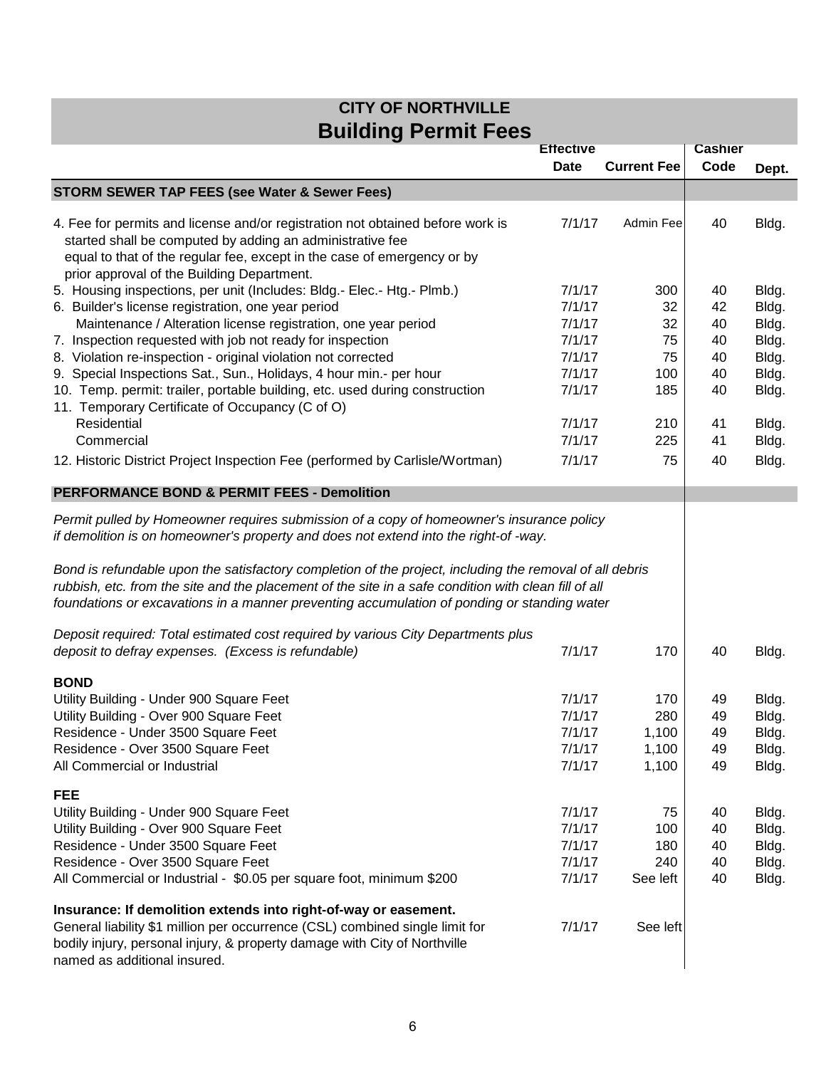# CITY OF NORTHVILLE

## Building Permit Fees

| | Effective Date | Current Fee | Cashier Code | Dept. |
|---|---|---|---|---|
| **STORM SEWER TAP FEES (see Water & Sewer Fees)** | | | | |
| 4. Fee for permits and license and/or registration not obtained before work is started shall be computed by adding an administrative fee equal to that of the regular fee, except in the case of emergency or by prior approval of the Building Department. | 7/1/17 | Admin Fee | 40 | Bldg. |
| 5. Housing inspections, per unit (Includes: Bldg.- Elec.- Htg.- Plmb.) | 7/1/17 | 300 | 40 | Bldg. |
| 6. Builder's license registration, one year period | 7/1/17 | 32 | 42 | Bldg. |
| Maintenance / Alteration license registration, one year period | 7/1/17 | 32 | 40 | Bldg. |
| 7. Inspection requested with job not ready for inspection | 7/1/17 | 75 | 40 | Bldg. |
| 8. Violation re-inspection - original violation not corrected | 7/1/17 | 75 | 40 | Bldg. |
| 9. Special Inspections Sat., Sun., Holidays, 4 hour min.- per hour | 7/1/17 | 100 | 40 | Bldg. |
| 10. Temp. permit: trailer, portable building, etc. used during construction | 7/1/17 | 185 | 40 | Bldg. |
| 11. Temporary Certificate of Occupancy (C of O) | | | | |
| Residential | 7/1/17 | 210 | 41 | Bldg. |
| Commercial | 7/1/17 | 225 | 41 | Bldg. |
| 12. Historic District Project Inspection Fee (performed by Carlisle/Wortman) | 7/1/17 | 75 | 40 | Bldg. |
| **PERFORMANCE BOND & PERMIT FEES - Demolition** | | | | |
| *Permit pulled by Homeowner requires submission of a copy of homeowner's insurance policy if demolition is on homeowner's property and does not extend into the right-of -way.* | | | | |
| *Bond is refundable upon the satisfactory completion of the project, including the removal of all debris rubbish, etc. from the site and the placement of the site in a safe condition with clean fill of all foundations or excavations in a manner preventing accumulation of ponding or standing water* | | | | |
| *Deposit required: Total estimated cost required by various City Departments plus deposit to defray expenses. (Excess is refundable)* | 7/1/17 | 170 | 40 | Bldg. |
| **BOND** | | | | |
| Utility Building - Under 900 Square Feet | 7/1/17 | 170 | 49 | Bldg. |
| Utility Building - Over 900 Square Feet | 7/1/17 | 280 | 49 | Bldg. |
| Residence - Under 3500 Square Feet | 7/1/17 | 1,100 | 49 | Bldg. |
| Residence - Over 3500 Square Feet | 7/1/17 | 1,100 | 49 | Bldg. |
| All Commercial or Industrial | 7/1/17 | 1,100 | 49 | Bldg. |
| **FEE** | | | | |
| Utility Building - Under 900 Square Feet | 7/1/17 | 75 | 40 | Bldg. |
| Utility Building - Over 900 Square Feet | 7/1/17 | 100 | 40 | Bldg. |
| Residence - Under 3500 Square Feet | 7/1/17 | 180 | 40 | Bldg. |
| Residence - Over 3500 Square Feet | 7/1/17 | 240 | 40 | Bldg. |
| All Commercial or Industrial - $0.05 per square foot, minimum $200 | 7/1/17 | See left | 40 | Bldg. |
| **Insurance: If demolition extends into right-of-way or easement.** | | | | |
| General liability $1 million per occurrence (CSL) combined single limit for bodily injury, personal injury, & property damage with City of Northville named as additional insured. | 7/1/17 | See left | | |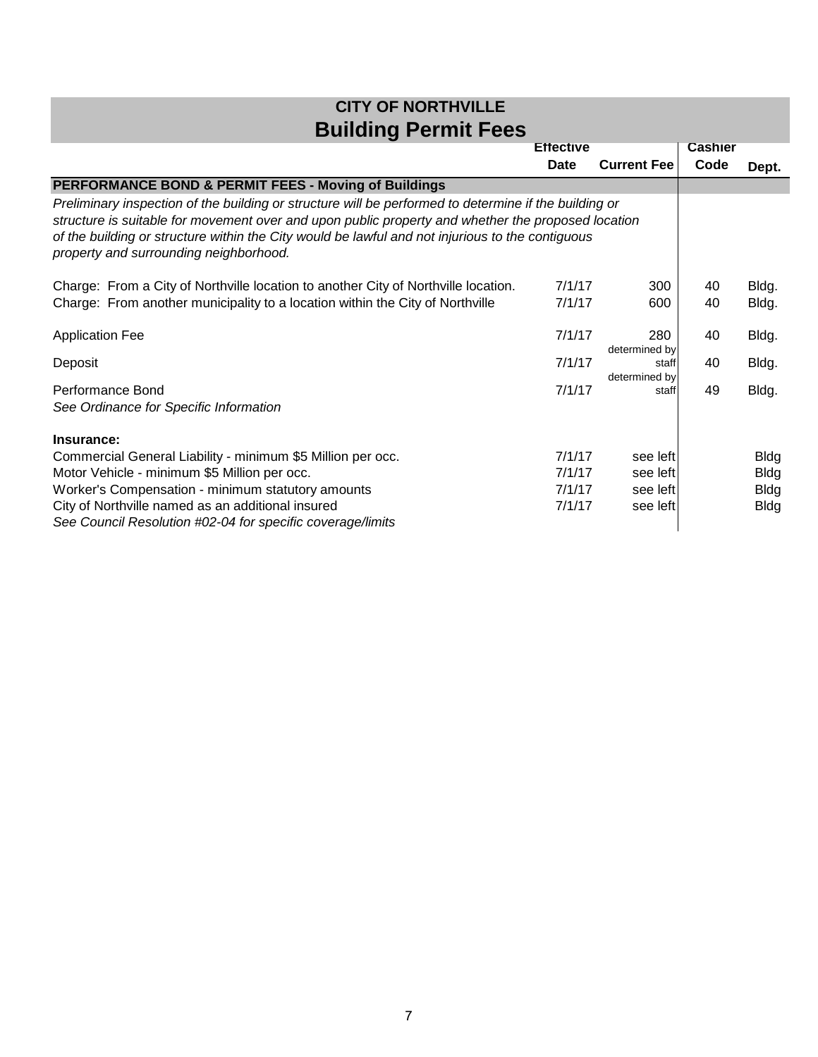# CITY OF NORTHVILLE

## Building Permit Fees

| | Effective Date | Current Fee | Cashier Code | Dept. |
|---|---|---|---|---|
| **PERFORMANCE BOND & PERMIT FEES - Moving of Buildings** | | | | |
| *Preliminary inspection of the building or structure will be performed to determine if the building or structure is suitable for movement over and upon public property and whether the proposed location of the building or structure within the City would be lawful and not injurious to the contiguous property and surrounding neighborhood.* | | | | |
| Charge: From a City of Northville location to another City of Northville location. | 7/1/17 | 300 | 40 | Bldg. |
| Charge: From another municipality to a location within the City of Northville | 7/1/17 | 600 | 40 | Bldg. |
| Application Fee | 7/1/17 | 280 | 40 | Bldg. |
| Deposit | 7/1/17 | determined by staff | 40 | Bldg. |
| Performance Bond | 7/1/17 | determined by staff | 49 | Bldg. |
| *See Ordinance for Specific Information* | | | | |
| **Insurance:** | | | | |
| Commercial General Liability - minimum $5 Million per occ. | 7/1/17 | see left | | Bldg |
| Motor Vehicle - minimum $5 Million per occ. | 7/1/17 | see left | | Bldg |
| Worker's Compensation - minimum statutory amounts | 7/1/17 | see left | | Bldg |
| City of Northville named as an additional insured | 7/1/17 | see left | | Bldg |
| *See Council Resolution #02-04 for specific coverage/limits* | | | | |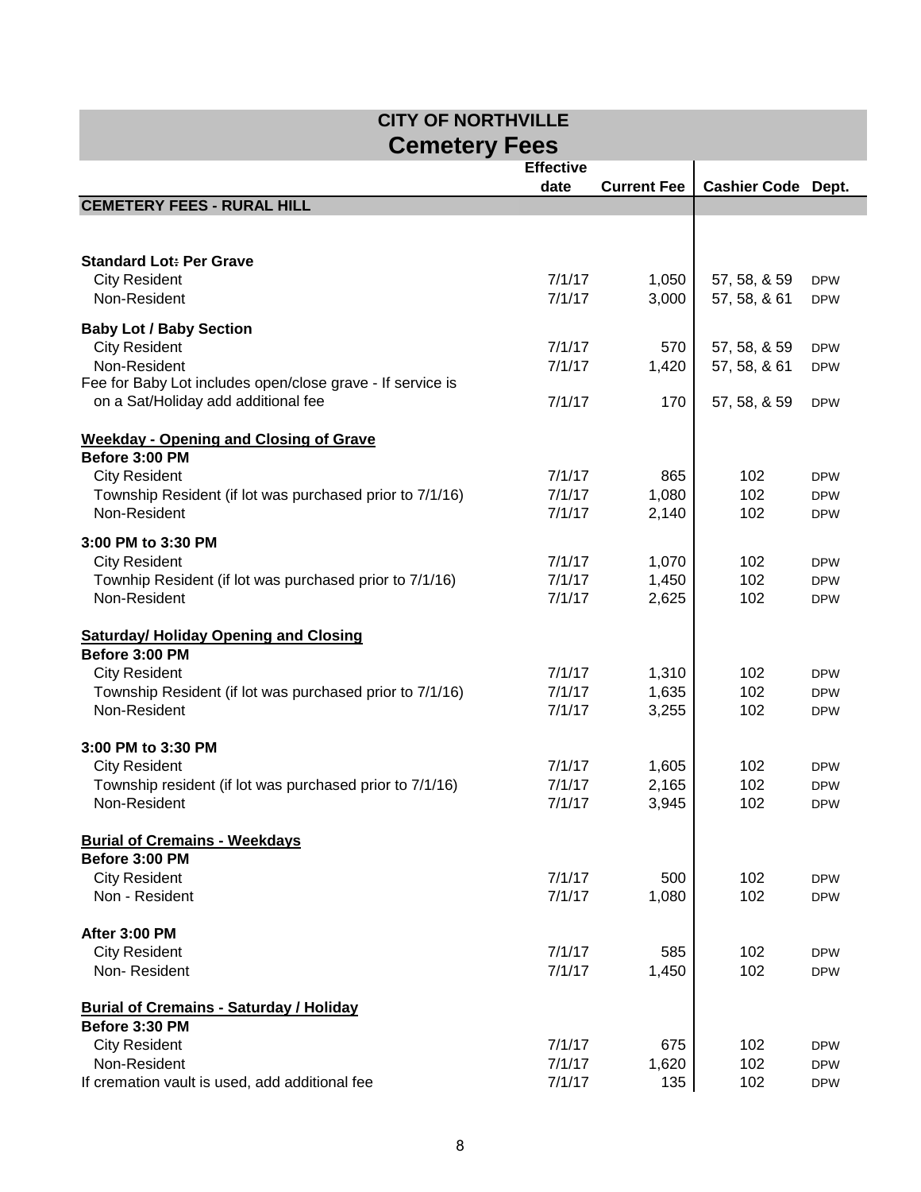# CITY OF NORTHVILLE

## Cemetery Fees

| | Effective date | Current Fee | Cashier Code | Dept. |
|---|---|---|---|---|
| **CEMETERY FEES - RURAL HILL** | | | | |
| **Standard Lot: Per Grave** | | | | |
| City Resident | 7/1/17 | 1,050 | 57, 58, & 59 | DPW |
| Non-Resident | 7/1/17 | 3,000 | 57, 58, & 61 | DPW |
| **Baby Lot / Baby Section** | | | | |
| City Resident | 7/1/17 | 570 | 57, 58, & 59 | DPW |
| Non-Resident | 7/1/17 | 1,420 | 57, 58, & 61 | DPW |
| Fee for Baby Lot includes open/close grave - If service is on a Sat/Holiday add additional fee | 7/1/17 | 170 | 57, 58, & 59 | DPW |
| **Weekday - Opening and Closing of Grave** | | | | |
| **Before 3:00 PM** | | | | |
| City Resident | 7/1/17 | 865 | 102 | DPW |
| Township Resident (if lot was purchased prior to 7/1/16) | 7/1/17 | 1,080 | 102 | DPW |
| Non-Resident | 7/1/17 | 2,140 | 102 | DPW |
| **3:00 PM to 3:30 PM** | | | | |
| City Resident | 7/1/17 | 1,070 | 102 | DPW |
| Townhip Resident (if lot was purchased prior to 7/1/16) | 7/1/17 | 1,450 | 102 | DPW |
| Non-Resident | 7/1/17 | 2,625 | 102 | DPW |
| **Saturday/ Holiday Opening and Closing** | | | | |
| **Before 3:00 PM** | | | | |
| City Resident | 7/1/17 | 1,310 | 102 | DPW |
| Township Resident (if lot was purchased prior to 7/1/16) | 7/1/17 | 1,635 | 102 | DPW |
| Non-Resident | 7/1/17 | 3,255 | 102 | DPW |
| **3:00 PM to 3:30 PM** | | | | |
| City Resident | 7/1/17 | 1,605 | 102 | DPW |
| Township resident (if lot was purchased prior to 7/1/16) | 7/1/17 | 2,165 | 102 | DPW |
| Non-Resident | 7/1/17 | 3,945 | 102 | DPW |
| **Burial of Cremains - Weekdays** | | | | |
| **Before 3:00 PM** | | | | |
| City Resident | 7/1/17 | 500 | 102 | DPW |
| Non - Resident | 7/1/17 | 1,080 | 102 | DPW |
| **After 3:00 PM** | | | | |
| City Resident | 7/1/17 | 585 | 102 | DPW |
| Non- Resident | 7/1/17 | 1,450 | 102 | DPW |
| **Burial of Cremains - Saturday / Holiday** | | | | |
| **Before 3:30 PM** | | | | |
| City Resident | 7/1/17 | 675 | 102 | DPW |
| Non-Resident | 7/1/17 | 1,620 | 102 | DPW |
| If cremation vault is used, add additional fee | 7/1/17 | 135 | 102 | DPW |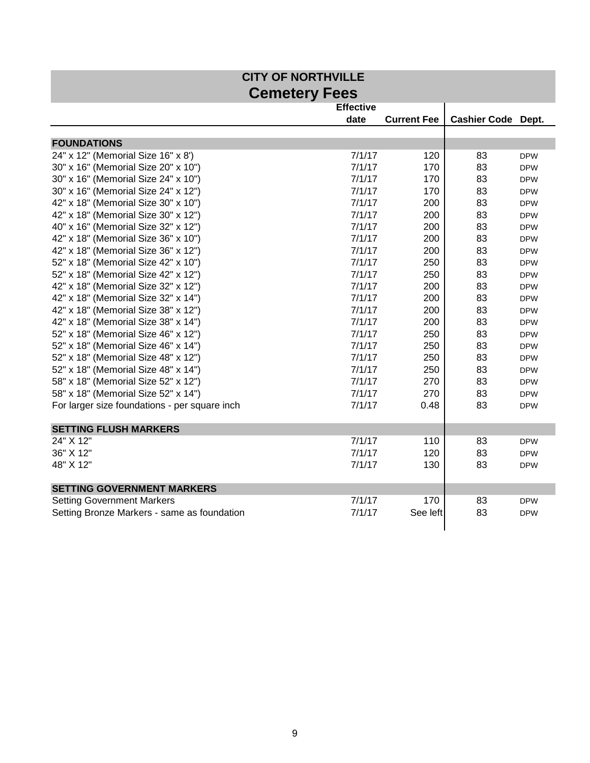# CITY OF NORTHVILLE

## Cemetery Fees

| | Effective date | Current Fee | Cashier Code | Dept. |
|---|---|---|---|---|
| **FOUNDATIONS** | | | | |
| 24" x 12" (Memorial Size 16" x 8') | 7/1/17 | 120 | 83 | DPW |
| 30" x 16" (Memorial Size 20" x 10") | 7/1/17 | 170 | 83 | DPW |
| 30" x 16" (Memorial Size 24" x 10") | 7/1/17 | 170 | 83 | DPW |
| 30" x 16" (Memorial Size 24" x 12") | 7/1/17 | 170 | 83 | DPW |
| 42" x 18" (Memorial Size 30" x 10") | 7/1/17 | 200 | 83 | DPW |
| 42" x 18" (Memorial Size 30" x 12") | 7/1/17 | 200 | 83 | DPW |
| 40" x 16" (Memorial Size 32" x 12") | 7/1/17 | 200 | 83 | DPW |
| 42" x 18" (Memorial Size 36" x 10") | 7/1/17 | 200 | 83 | DPW |
| 42" x 18" (Memorial Size 36" x 12") | 7/1/17 | 200 | 83 | DPW |
| 52" x 18" (Memorial Size 42" x 10") | 7/1/17 | 250 | 83 | DPW |
| 52" x 18" (Memorial Size 42" x 12") | 7/1/17 | 250 | 83 | DPW |
| 42" x 18" (Memorial Size 32" x 12") | 7/1/17 | 200 | 83 | DPW |
| 42" x 18" (Memorial Size 32" x 14") | 7/1/17 | 200 | 83 | DPW |
| 42" x 18" (Memorial Size 38" x 12") | 7/1/17 | 200 | 83 | DPW |
| 42" x 18" (Memorial Size 38" x 14") | 7/1/17 | 200 | 83 | DPW |
| 52" x 18" (Memorial Size 46" x 12") | 7/1/17 | 250 | 83 | DPW |
| 52" x 18" (Memorial Size 46" x 14") | 7/1/17 | 250 | 83 | DPW |
| 52" x 18" (Memorial Size 48" x 12") | 7/1/17 | 250 | 83 | DPW |
| 52" x 18" (Memorial Size 48" x 14") | 7/1/17 | 250 | 83 | DPW |
| 58" x 18" (Memorial Size 52" x 12") | 7/1/17 | 270 | 83 | DPW |
| 58" x 18" (Memorial Size 52" x 14") | 7/1/17 | 270 | 83 | DPW |
| For larger size foundations - per square inch | 7/1/17 | 0.48 | 83 | DPW |
| **SETTING FLUSH MARKERS** | | | | |
| 24" X 12" | 7/1/17 | 110 | 83 | DPW |
| 36" X 12" | 7/1/17 | 120 | 83 | DPW |
| 48" X 12" | 7/1/17 | 130 | 83 | DPW |
| **SETTING GOVERNMENT MARKERS** | | | | |
| Setting Government Markers | 7/1/17 | 170 | 83 | DPW |
| Setting Bronze Markers - same as foundation | 7/1/17 | See left | 83 | DPW |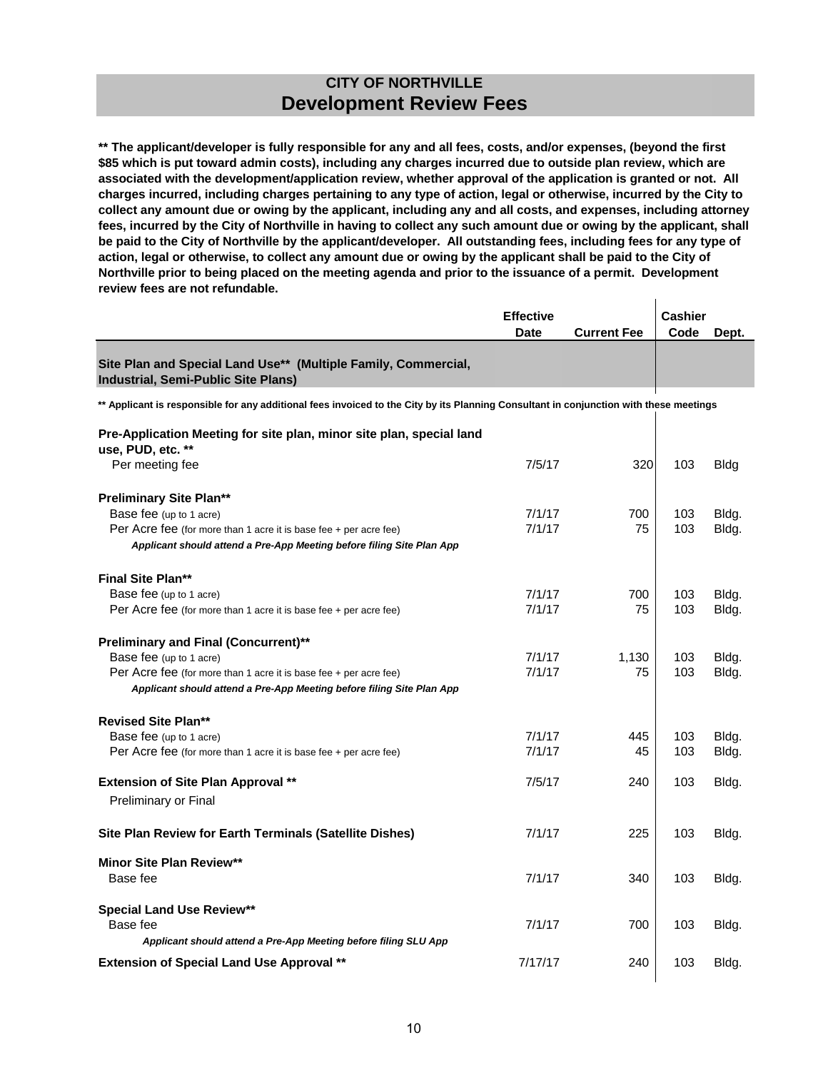# CITY OF NORTHVILLE

## Development Review Fees

**** The applicant/developer is fully responsible for any and all fees, costs, and/or expenses, (beyond the first $85 which is put toward admin costs), including any charges incurred due to outside plan review, which are associated with the development/application review, whether approval of the application is granted or not. All charges incurred, including charges pertaining to any type of action, legal or otherwise, incurred by the City to collect any amount due or owing by the applicant, including any and all costs, and expenses, including attorney fees, incurred by the City of Northville in having to collect any such amount due or owing by the applicant, shall be paid to the City of Northville by the applicant/developer. All outstanding fees, including fees for any type of action, legal or otherwise, to collect any amount due or owing by the applicant shall be paid to the City of Northville prior to being placed on the meeting agenda and prior to the issuance of a permit. Development review fees are not refundable.**

| | Effective Date | Current Fee | Cashier Code | Dept. |
|---|---|---|---|---|
| **Site Plan and Special Land Use\*\* (Multiple Family, Commercial, Industrial, Semi-Public Site Plans)** | | | | |
| ***\* Applicant is responsible for any additional fees invoiced to the City by its Planning Consultant in conjunction with these meetings** | | | | |
| **Pre-Application Meeting for site plan, minor site plan, special land use, PUD, etc. \*\*** | | | | |
| Per meeting fee | 7/5/17 | 320 | 103 | Bldg |
| **Preliminary Site Plan\*\*** | | | | |
| Base fee (up to 1 acre) | 7/1/17 | 700 | 103 | Bldg. |
| Per Acre fee (for more than 1 acre it is base fee + per acre fee) | 7/1/17 | 75 | 103 | Bldg. |
| ***Applicant should attend a Pre-App Meeting before filing Site Plan App*** | | | | |
| **Final Site Plan\*\*** | | | | |
| Base fee (up to 1 acre) | 7/1/17 | 700 | 103 | Bldg. |
| Per Acre fee (for more than 1 acre it is base fee + per acre fee) | 7/1/17 | 75 | 103 | Bldg. |
| **Preliminary and Final (Concurrent)\*\*** | | | | |
| Base fee (up to 1 acre) | 7/1/17 | 1,130 | 103 | Bldg. |
| Per Acre fee (for more than 1 acre it is base fee + per acre fee) | 7/1/17 | 75 | 103 | Bldg. |
| ***Applicant should attend a Pre-App Meeting before filing Site Plan App*** | | | | |
| **Revised Site Plan\*\*** | | | | |
| Base fee (up to 1 acre) | 7/1/17 | 445 | 103 | Bldg. |
| Per Acre fee (for more than 1 acre it is base fee + per acre fee) | 7/1/17 | 45 | 103 | Bldg. |
| **Extension of Site Plan Approval \*\*** | 7/5/17 | 240 | 103 | Bldg. |
| Preliminary or Final | | | | |
| **Site Plan Review for Earth Terminals (Satellite Dishes)** | 7/1/17 | 225 | 103 | Bldg. |
| **Minor Site Plan Review\*\*** | | | | |
| Base fee | 7/1/17 | 340 | 103 | Bldg. |
| **Special Land Use Review\*\*** | | | | |
| Base fee | 7/1/17 | 700 | 103 | Bldg. |
| ***Applicant should attend a Pre-App Meeting before filing SLU App*** | | | | |
| **Extension of Special Land Use Approval \*\*** | 7/17/17 | 240 | 103 | Bldg. |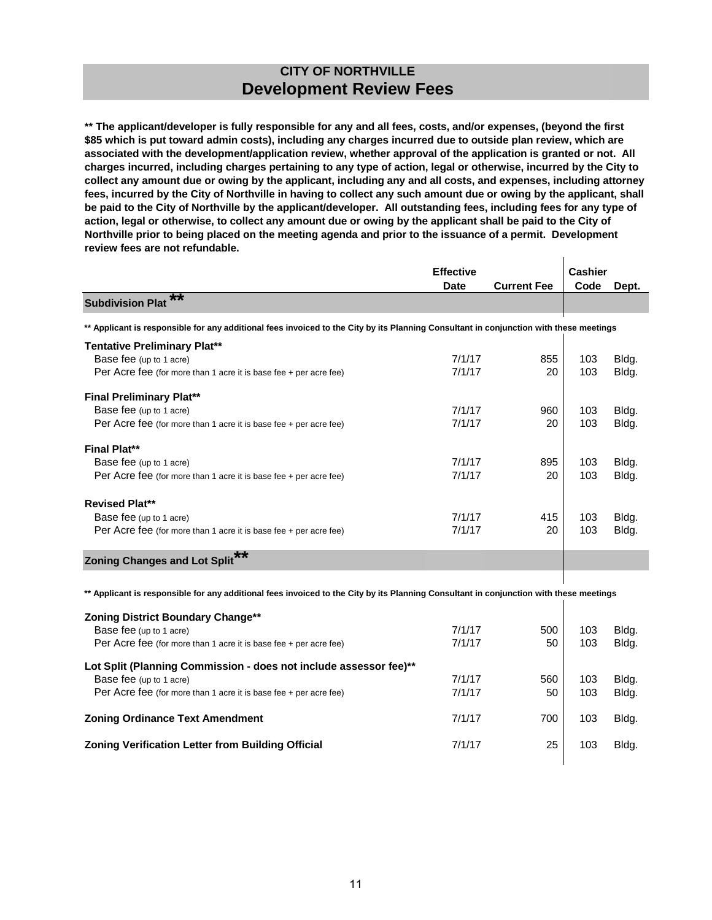# CITY OF NORTHVILLE
## Development Review Fees

**** The applicant/developer is fully responsible for any and all fees, costs, and/or expenses, (beyond the first $85 which is put toward admin costs), including any charges incurred due to outside plan review, which are associated with the development/application review, whether approval of the application is granted or not. All charges incurred, including charges pertaining to any type of action, legal or otherwise, incurred by the City to collect any amount due or owing by the applicant, including any and all costs, and expenses, including attorney fees, incurred by the City of Northville in having to collect any such amount due or owing by the applicant, shall be paid to the City of Northville by the applicant/developer. All outstanding fees, including fees for any type of action, legal or otherwise, to collect any amount due or owing by the applicant shall be paid to the City of Northville prior to being placed on the meeting agenda and prior to the issuance of a permit. Development review fees are not refundable.**

| | Effective Date | Current Fee | Cashier Code | Dept. |
|---|---|---|---|---|
| **Subdivision Plat \*\*** | | | | |
| ** Applicant is responsible for any additional fees invoiced to the City by its Planning Consultant in conjunction with these meetings | | | | |
| **Tentative Preliminary Plat\*\*** | | | | |
| Base fee (up to 1 acre) | 7/1/17 | 855 | 103 | Bldg. |
| Per Acre fee (for more than 1 acre it is base fee + per acre fee) | 7/1/17 | 20 | 103 | Bldg. |
| **Final Preliminary Plat\*\*** | | | | |
| Base fee (up to 1 acre) | 7/1/17 | 960 | 103 | Bldg. |
| Per Acre fee (for more than 1 acre it is base fee + per acre fee) | 7/1/17 | 20 | 103 | Bldg. |
| **Final Plat\*\*** | | | | |
| Base fee (up to 1 acre) | 7/1/17 | 895 | 103 | Bldg. |
| Per Acre fee (for more than 1 acre it is base fee + per acre fee) | 7/1/17 | 20 | 103 | Bldg. |
| **Revised Plat\*\*** | | | | |
| Base fee (up to 1 acre) | 7/1/17 | 415 | 103 | Bldg. |
| Per Acre fee (for more than 1 acre it is base fee + per acre fee) | 7/1/17 | 20 | 103 | Bldg. |
| **Zoning Changes and Lot Split\*\*** | | | | |
| ** Applicant is responsible for any additional fees invoiced to the City by its Planning Consultant in conjunction with these meetings | | | | |
| **Zoning District Boundary Change\*\*** | | | | |
| Base fee (up to 1 acre) | 7/1/17 | 500 | 103 | Bldg. |
| Per Acre fee (for more than 1 acre it is base fee + per acre fee) | 7/1/17 | 50 | 103 | Bldg. |
| **Lot Split (Planning Commission - does not include assessor fee)\*\*** | | | | |
| Base fee (up to 1 acre) | 7/1/17 | 560 | 103 | Bldg. |
| Per Acre fee (for more than 1 acre it is base fee + per acre fee) | 7/1/17 | 50 | 103 | Bldg. |
| **Zoning Ordinance Text Amendment** | 7/1/17 | 700 | 103 | Bldg. |
| **Zoning Verification Letter from Building Official** | 7/1/17 | 25 | 103 | Bldg. |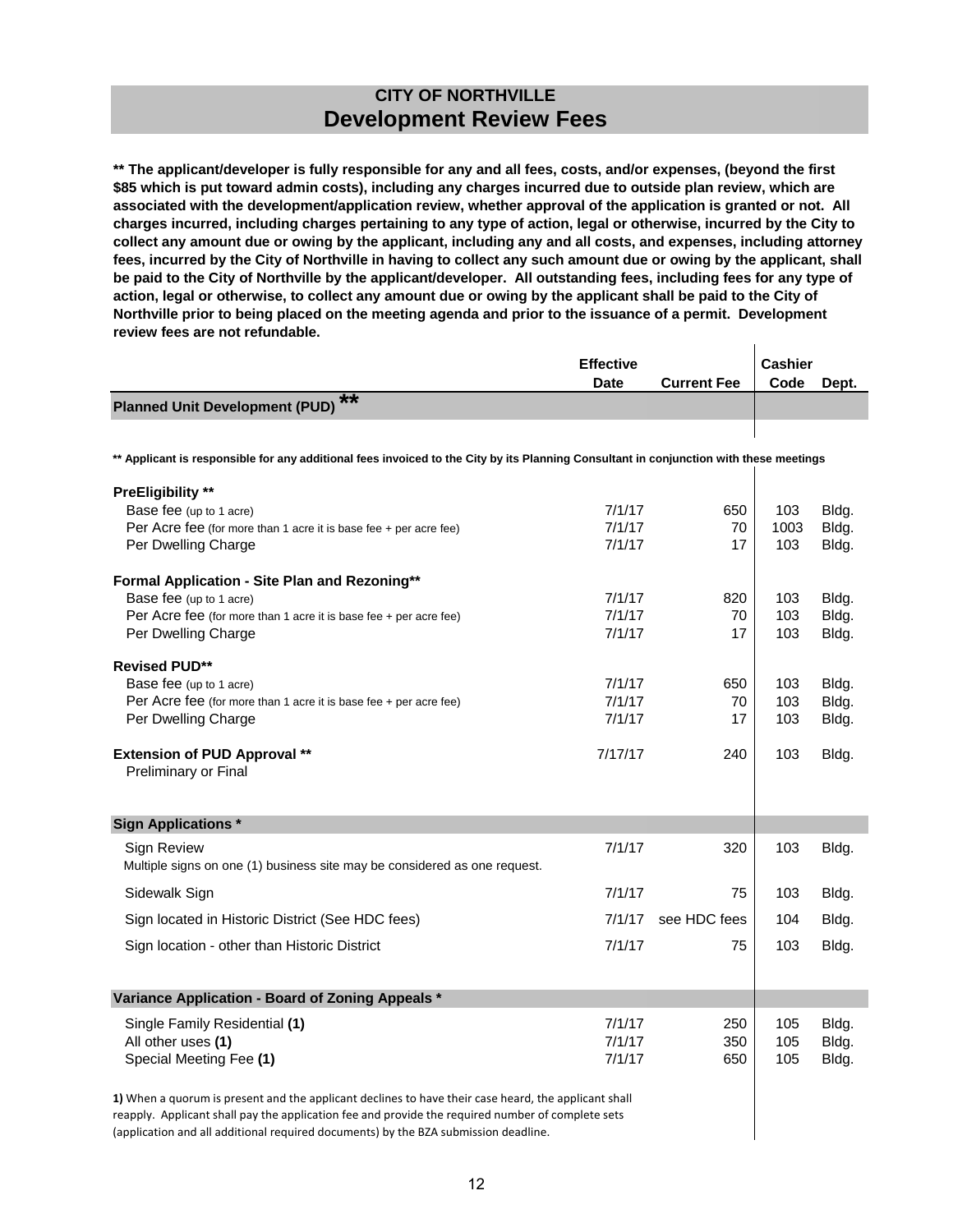# CITY OF NORTHVILLE
## Development Review Fees

**** The applicant/developer is fully responsible for any and all fees, costs, and/or expenses, (beyond the first $85 which is put toward admin costs), including any charges incurred due to outside plan review, which are associated with the development/application review, whether approval of the application is granted or not. All charges incurred, including charges pertaining to any type of action, legal or otherwise, incurred by the City to collect any amount due or owing by the applicant, including any and all costs, and expenses, including attorney fees, incurred by the City of Northville in having to collect any such amount due or owing by the applicant, shall be paid to the City of Northville by the applicant/developer. All outstanding fees, including fees for any type of action, legal or otherwise, to collect any amount due or owing by the applicant shall be paid to the City of Northville prior to being placed on the meeting agenda and prior to the issuance of a permit. Development review fees are not refundable.**

| | Effective Date | Current Fee | Cashier Code | Dept. |
|---|---|---|---|---|
| **Planned Unit Development (PUD) \*\*** | | | | |
| \*\* Applicant is responsible for any additional fees invoiced to the City by its Planning Consultant in conjunction with these meetings | | | | |
| **PreEligibility \*\*** | | | | |
| Base fee (up to 1 acre) | 7/1/17 | 650 | 103 | Bldg. |
| Per Acre fee (for more than 1 acre it is base fee + per acre fee) | 7/1/17 | 70 | 1003 | Bldg. |
| Per Dwelling Charge | 7/1/17 | 17 | 103 | Bldg. |
| **Formal Application - Site Plan and Rezoning\*\*** | | | | |
| Base fee (up to 1 acre) | 7/1/17 | 820 | 103 | Bldg. |
| Per Acre fee (for more than 1 acre it is base fee + per acre fee) | 7/1/17 | 70 | 103 | Bldg. |
| Per Dwelling Charge | 7/1/17 | 17 | 103 | Bldg. |
| **Revised PUD\*\*** | | | | |
| Base fee (up to 1 acre) | 7/1/17 | 650 | 103 | Bldg. |
| Per Acre fee (for more than 1 acre it is base fee + per acre fee) | 7/1/17 | 70 | 103 | Bldg. |
| Per Dwelling Charge | 7/1/17 | 17 | 103 | Bldg. |
| **Extension of PUD Approval \*\*** Preliminary or Final | 7/17/17 | 240 | 103 | Bldg. |
| **Sign Applications \*** | | | | |
| Sign Review — Multiple signs on one (1) business site may be considered as one request. | 7/1/17 | 320 | 103 | Bldg. |
| Sidewalk Sign | 7/1/17 | 75 | 103 | Bldg. |
| Sign located in Historic District (See HDC fees) | 7/1/17 | see HDC fees | 104 | Bldg. |
| Sign location - other than Historic District | 7/1/17 | 75 | 103 | Bldg. |
| **Variance Application - Board of Zoning Appeals \*** | | | | |
| Single Family Residential **(1)** | 7/1/17 | 250 | 105 | Bldg. |
| All other uses **(1)** | 7/1/17 | 350 | 105 | Bldg. |
| Special Meeting Fee **(1)** | 7/1/17 | 650 | 105 | Bldg. |

**1)** When a quorum is present and the applicant declines to have their case heard, the applicant shall reapply. Applicant shall pay the application fee and provide the required number of complete sets (application and all additional required documents) by the BZA submission deadline.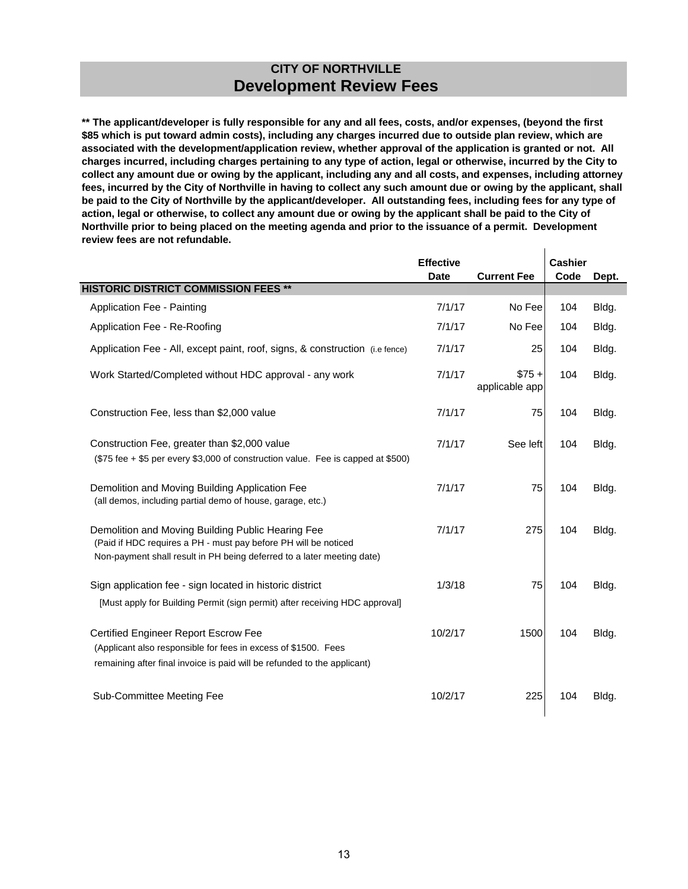# CITY OF NORTHVILLE
## Development Review Fees

**** The applicant/developer is fully responsible for any and all fees, costs, and/or expenses, (beyond the first $85 which is put toward admin costs), including any charges incurred due to outside plan review, which are associated with the development/application review, whether approval of the application is granted or not. All charges incurred, including charges pertaining to any type of action, legal or otherwise, incurred by the City to collect any amount due or owing by the applicant, including any and all costs, and expenses, including attorney fees, incurred by the City of Northville in having to collect any such amount due or owing by the applicant, shall be paid to the City of Northville by the applicant/developer. All outstanding fees, including fees for any type of action, legal or otherwise, to collect any amount due or owing by the applicant shall be paid to the City of Northville prior to being placed on the meeting agenda and prior to the issuance of a permit. Development review fees are not refundable.**

| | Effective Date | Current Fee | Cashier Code | Dept. |
|---|---|---|---|---|
| **HISTORIC DISTRICT COMMISSION FEES **** | | | | |
| Application Fee - Painting | 7/1/17 | No Fee | 104 | Bldg. |
| Application Fee - Re-Roofing | 7/1/17 | No Fee | 104 | Bldg. |
| Application Fee - All, except paint, roof, signs, & construction (i.e fence) | 7/1/17 | 25 | 104 | Bldg. |
| Work Started/Completed without HDC approval - any work | 7/1/17 | $75 + applicable app | 104 | Bldg. |
| Construction Fee, less than $2,000 value | 7/1/17 | 75 | 104 | Bldg. |
| Construction Fee, greater than $2,000 value ($75 fee + $5 per every $3,000 of construction value. Fee is capped at $500) | 7/1/17 | See left | 104 | Bldg. |
| Demolition and Moving Building Application Fee (all demos, including partial demo of house, garage, etc.) | 7/1/17 | 75 | 104 | Bldg. |
| Demolition and Moving Building Public Hearing Fee (Paid if HDC requires a PH - must pay before PH will be noticed Non-payment shall result in PH being deferred to a later meeting date) | 7/1/17 | 275 | 104 | Bldg. |
| Sign application fee - sign located in historic district [Must apply for Building Permit (sign permit) after receiving HDC approval] | 1/3/18 | 75 | 104 | Bldg. |
| Certified Engineer Report Escrow Fee (Applicant also responsible for fees in excess of $1500. Fees remaining after final invoice is paid will be refunded to the applicant) | 10/2/17 | 1500 | 104 | Bldg. |
| Sub-Committee Meeting Fee | 10/2/17 | 225 | 104 | Bldg. |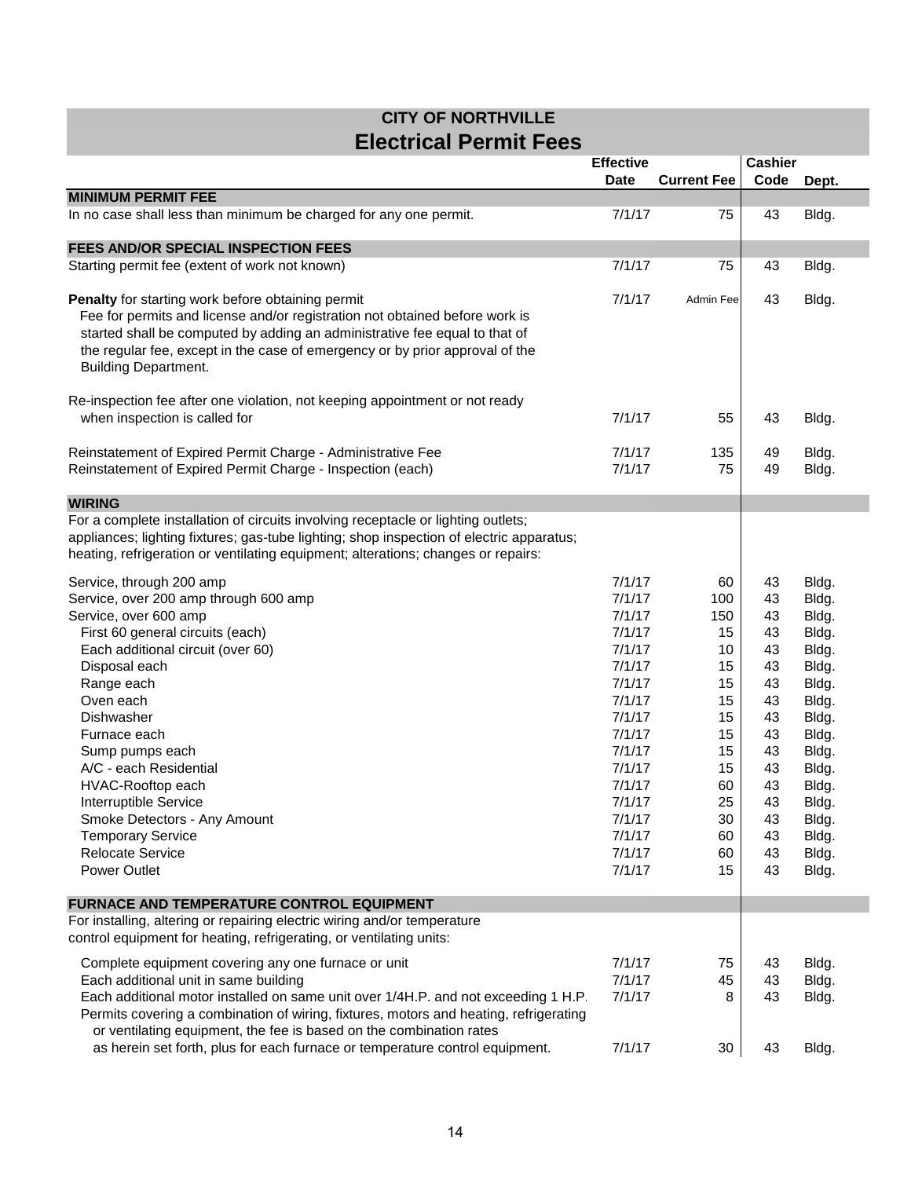# CITY OF NORTHVILLE

## Electrical Permit Fees

| | Effective Date | Current Fee | Cashier Code | Dept. |
|---|---|---|---|---|
| **MINIMUM PERMIT FEE** | | | | |
| In no case shall less than minimum be charged for any one permit. | 7/1/17 | 75 | 43 | Bldg. |
| **FEES AND/OR SPECIAL INSPECTION FEES** | | | | |
| Starting permit fee (extent of work not known) | 7/1/17 | 75 | 43 | Bldg. |
| **Penalty** for starting work before obtaining permit Fee for permits and license and/or registration not obtained before work is started shall be computed by adding an administrative fee equal to that of the regular fee, except in the case of emergency or by prior approval of the Building Department. | 7/1/17 | Admin Fee | 43 | Bldg. |
| Re-inspection fee after one violation, not keeping appointment or not ready when inspection is called for | 7/1/17 | 55 | 43 | Bldg. |
| Reinstatement of Expired Permit Charge - Administrative Fee | 7/1/17 | 135 | 49 | Bldg. |
| Reinstatement of Expired Permit Charge - Inspection (each) | 7/1/17 | 75 | 49 | Bldg. |
| **WIRING** | | | | |
| For a complete installation of circuits involving receptacle or lighting outlets; appliances; lighting fixtures; gas-tube lighting; shop inspection of electric apparatus; heating, refrigeration or ventilating equipment; alterations; changes or repairs: | | | | |
| Service, through 200 amp | 7/1/17 | 60 | 43 | Bldg. |
| Service, over 200 amp through 600 amp | 7/1/17 | 100 | 43 | Bldg. |
| Service, over 600 amp | 7/1/17 | 150 | 43 | Bldg. |
| First 60 general circuits (each) | 7/1/17 | 15 | 43 | Bldg. |
| Each additional circuit (over 60) | 7/1/17 | 10 | 43 | Bldg. |
| Disposal each | 7/1/17 | 15 | 43 | Bldg. |
| Range each | 7/1/17 | 15 | 43 | Bldg. |
| Oven each | 7/1/17 | 15 | 43 | Bldg. |
| Dishwasher | 7/1/17 | 15 | 43 | Bldg. |
| Furnace each | 7/1/17 | 15 | 43 | Bldg. |
| Sump pumps each | 7/1/17 | 15 | 43 | Bldg. |
| A/C - each Residential | 7/1/17 | 15 | 43 | Bldg. |
| HVAC-Rooftop each | 7/1/17 | 60 | 43 | Bldg. |
| Interruptible Service | 7/1/17 | 25 | 43 | Bldg. |
| Smoke Detectors - Any Amount | 7/1/17 | 30 | 43 | Bldg. |
| Temporary Service | 7/1/17 | 60 | 43 | Bldg. |
| Relocate Service | 7/1/17 | 60 | 43 | Bldg. |
| Power Outlet | 7/1/17 | 15 | 43 | Bldg. |
| **FURNACE AND TEMPERATURE CONTROL EQUIPMENT** | | | | |
| For installing, altering or repairing electric wiring and/or temperature control equipment for heating, refrigerating, or ventilating units: | | | | |
| Complete equipment covering any one furnace or unit | 7/1/17 | 75 | 43 | Bldg. |
| Each additional unit in same building | 7/1/17 | 45 | 43 | Bldg. |
| Each additional motor installed on same unit over 1/4H.P. and not exceeding 1 H.P. | 7/1/17 | 8 | 43 | Bldg. |
| Permits covering a combination of wiring, fixtures, motors and heating, refrigerating or ventilating equipment, the fee is based on the combination rates as herein set forth, plus for each furnace or temperature control equipment. | 7/1/17 | 30 | 43 | Bldg. |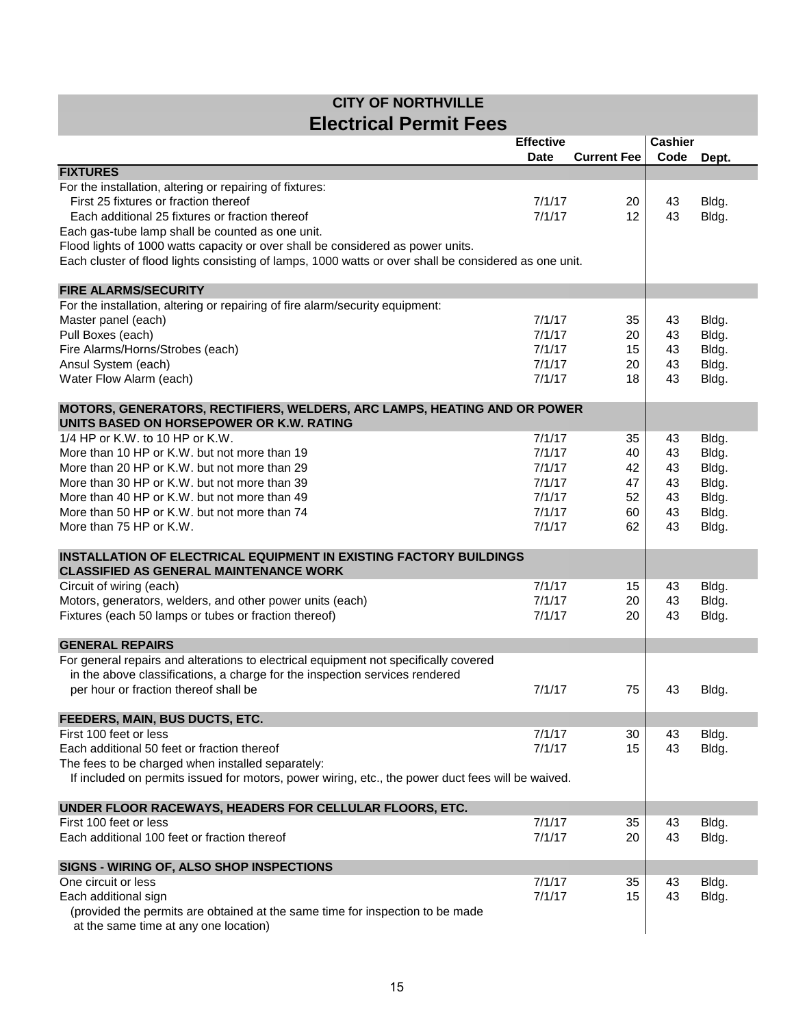# CITY OF NORTHVILLE
## Electrical Permit Fees

| | Effective Date | Current Fee | Cashier Code | Dept. |
|---|---|---|---|---|
| **FIXTURES** | | | | |
| For the installation, altering or repairing of fixtures: | | | | |
| First 25 fixtures or fraction thereof | 7/1/17 | 20 | 43 | Bldg. |
| Each additional 25 fixtures or fraction thereof | 7/1/17 | 12 | 43 | Bldg. |
| Each gas-tube lamp shall be counted as one unit. | | | | |
| Flood lights of 1000 watts capacity or over shall be considered as power units. | | | | |
| Each cluster of flood lights consisting of lamps, 1000 watts or over shall be considered as one unit. | | | | |
| **FIRE ALARMS/SECURITY** | | | | |
| For the installation, altering or repairing of fire alarm/security equipment: | | | | |
| Master panel (each) | 7/1/17 | 35 | 43 | Bldg. |
| Pull Boxes (each) | 7/1/17 | 20 | 43 | Bldg. |
| Fire Alarms/Horns/Strobes (each) | 7/1/17 | 15 | 43 | Bldg. |
| Ansul System (each) | 7/1/17 | 20 | 43 | Bldg. |
| Water Flow Alarm (each) | 7/1/17 | 18 | 43 | Bldg. |
| **MOTORS, GENERATORS, RECTIFIERS, WELDERS, ARC LAMPS, HEATING AND OR POWER UNITS BASED ON HORSEPOWER OR K.W. RATING** | | | | |
| 1/4 HP or K.W. to 10 HP or K.W. | 7/1/17 | 35 | 43 | Bldg. |
| More than 10 HP or K.W. but not more than 19 | 7/1/17 | 40 | 43 | Bldg. |
| More than 20 HP or K.W. but not more than 29 | 7/1/17 | 42 | 43 | Bldg. |
| More than 30 HP or K.W. but not more than 39 | 7/1/17 | 47 | 43 | Bldg. |
| More than 40 HP or K.W. but not more than 49 | 7/1/17 | 52 | 43 | Bldg. |
| More than 50 HP or K.W. but not more than 74 | 7/1/17 | 60 | 43 | Bldg. |
| More than 75 HP or K.W. | 7/1/17 | 62 | 43 | Bldg. |
| **INSTALLATION OF ELECTRICAL EQUIPMENT IN EXISTING FACTORY BUILDINGS CLASSIFIED AS GENERAL MAINTENANCE WORK** | | | | |
| Circuit of wiring (each) | 7/1/17 | 15 | 43 | Bldg. |
| Motors, generators, welders, and other power units (each) | 7/1/17 | 20 | 43 | Bldg. |
| Fixtures (each 50 lamps or tubes or fraction thereof) | 7/1/17 | 20 | 43 | Bldg. |
| **GENERAL REPAIRS** | | | | |
| For general repairs and alterations to electrical equipment not specifically covered in the above classifications, a charge for the inspection services rendered per hour or fraction thereof shall be | 7/1/17 | 75 | 43 | Bldg. |
| **FEEDERS, MAIN, BUS DUCTS, ETC.** | | | | |
| First 100 feet or less | 7/1/17 | 30 | 43 | Bldg. |
| Each additional 50 feet or fraction thereof | 7/1/17 | 15 | 43 | Bldg. |
| The fees to be charged when installed separately: | | | | |
| If included on permits issued for motors, power wiring, etc., the power duct fees will be waived. | | | | |
| **UNDER FLOOR RACEWAYS, HEADERS FOR CELLULAR FLOORS, ETC.** | | | | |
| First 100 feet or less | 7/1/17 | 35 | 43 | Bldg. |
| Each additional 100 feet or fraction thereof | 7/1/17 | 20 | 43 | Bldg. |
| **SIGNS - WIRING OF, ALSO SHOP INSPECTIONS** | | | | |
| One circuit or less | 7/1/17 | 35 | 43 | Bldg. |
| Each additional sign | 7/1/17 | 15 | 43 | Bldg. |
| (provided the permits are obtained at the same time for inspection to be made at the same time at any one location) | | | | |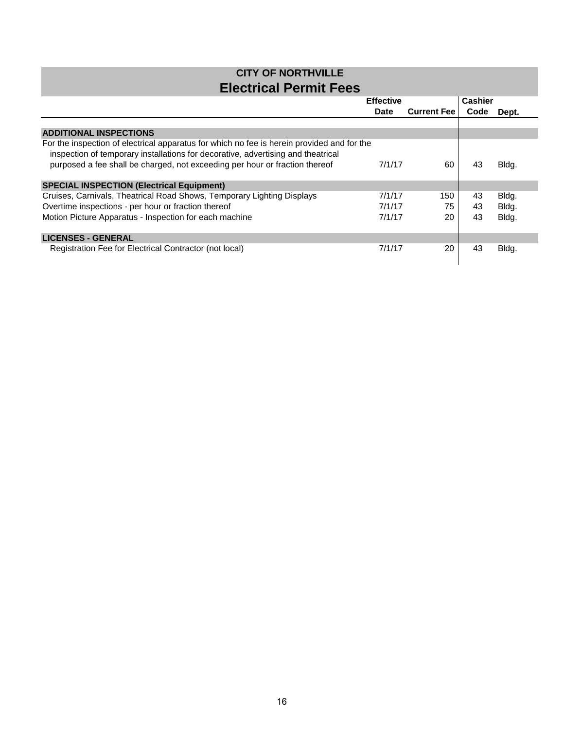## CITY OF NORTHVILLE

# Electrical Permit Fees

| | Effective Date | Current Fee | Cashier Code | Dept. |
|---|---|---|---|---|
| **ADDITIONAL INSPECTIONS** | | | | |
| For the inspection of electrical apparatus for which no fee is herein provided and for the inspection of temporary installations for decorative, advertising and theatrical purposed a fee shall be charged, not exceeding per hour or fraction thereof | 7/1/17 | 60 | 43 | Bldg. |
| **SPECIAL INSPECTION (Electrical Equipment)** | | | | |
| Cruises, Carnivals, Theatrical Road Shows, Temporary Lighting Displays | 7/1/17 | 150 | 43 | Bldg. |
| Overtime inspections - per hour or fraction thereof | 7/1/17 | 75 | 43 | Bldg. |
| Motion Picture Apparatus - Inspection for each machine | 7/1/17 | 20 | 43 | Bldg. |
| **LICENSES - GENERAL** | | | | |
| Registration Fee for Electrical Contractor (not local) | 7/1/17 | 20 | 43 | Bldg. |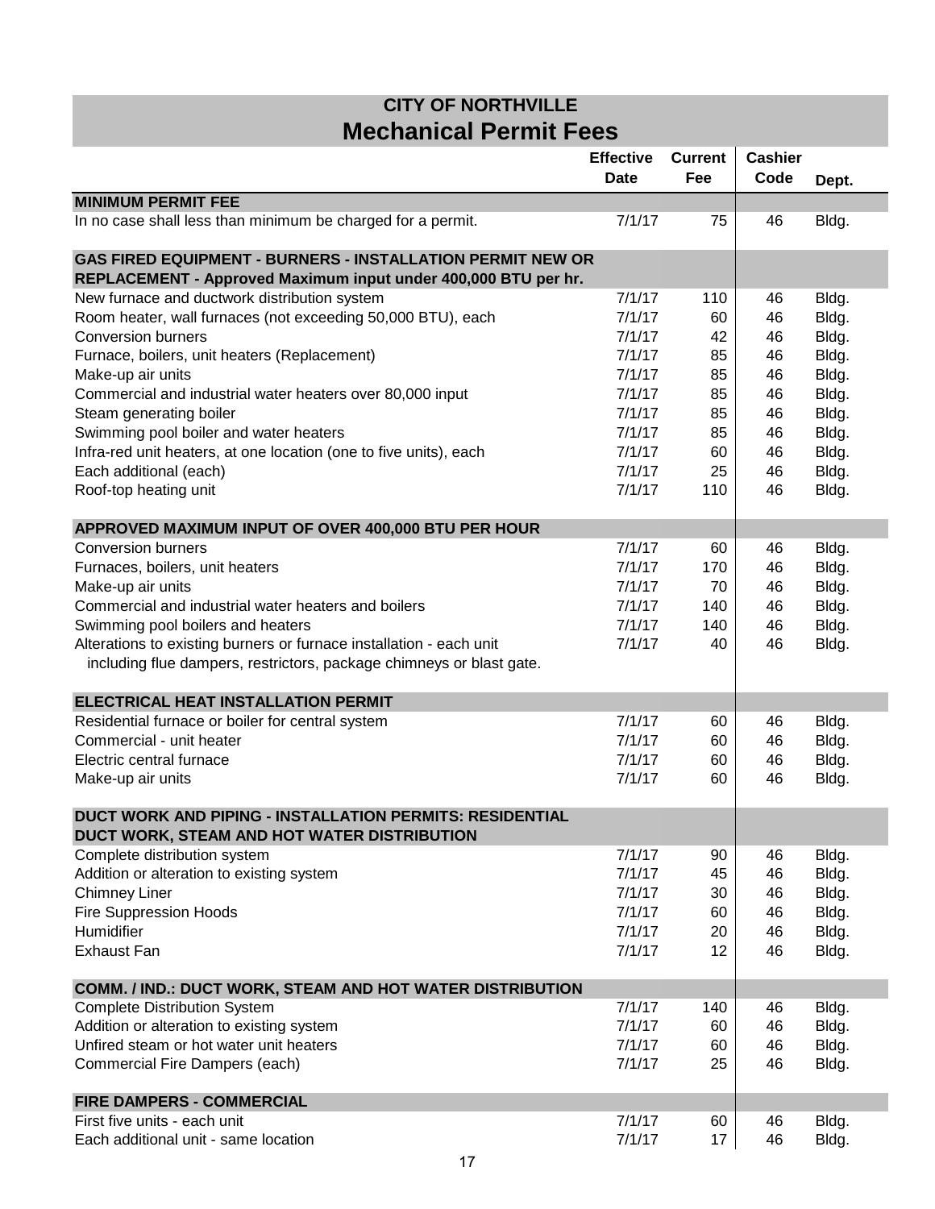# CITY OF NORTHVILLE
## Mechanical Permit Fees

| | Effective Date | Current Fee | Cashier Code | Dept. |
|---|---|---|---|---|
| **MINIMUM PERMIT FEE** | | | | |
| In no case shall less than minimum be charged for a permit. | 7/1/17 | 75 | 46 | Bldg. |
| **GAS FIRED EQUIPMENT - BURNERS - INSTALLATION PERMIT NEW OR REPLACEMENT - Approved Maximum input under 400,000 BTU per hr.** | | | | |
| New furnace and ductwork distribution system | 7/1/17 | 110 | 46 | Bldg. |
| Room heater, wall furnaces (not exceeding 50,000 BTU), each | 7/1/17 | 60 | 46 | Bldg. |
| Conversion burners | 7/1/17 | 42 | 46 | Bldg. |
| Furnace, boilers, unit heaters (Replacement) | 7/1/17 | 85 | 46 | Bldg. |
| Make-up air units | 7/1/17 | 85 | 46 | Bldg. |
| Commercial and industrial water heaters over 80,000 input | 7/1/17 | 85 | 46 | Bldg. |
| Steam generating boiler | 7/1/17 | 85 | 46 | Bldg. |
| Swimming pool boiler and water heaters | 7/1/17 | 85 | 46 | Bldg. |
| Infra-red unit heaters, at one location (one to five units), each | 7/1/17 | 60 | 46 | Bldg. |
| Each additional (each) | 7/1/17 | 25 | 46 | Bldg. |
| Roof-top heating unit | 7/1/17 | 110 | 46 | Bldg. |
| **APPROVED MAXIMUM INPUT OF OVER 400,000 BTU PER HOUR** | | | | |
| Conversion burners | 7/1/17 | 60 | 46 | Bldg. |
| Furnaces, boilers, unit heaters | 7/1/17 | 170 | 46 | Bldg. |
| Make-up air units | 7/1/17 | 70 | 46 | Bldg. |
| Commercial and industrial water heaters and boilers | 7/1/17 | 140 | 46 | Bldg. |
| Swimming pool boilers and heaters | 7/1/17 | 140 | 46 | Bldg. |
| Alterations to existing burners or furnace installation - each unit including flue dampers, restrictors, package chimneys or blast gate. | 7/1/17 | 40 | 46 | Bldg. |
| **ELECTRICAL HEAT INSTALLATION PERMIT** | | | | |
| Residential furnace or boiler for central system | 7/1/17 | 60 | 46 | Bldg. |
| Commercial - unit heater | 7/1/17 | 60 | 46 | Bldg. |
| Electric central furnace | 7/1/17 | 60 | 46 | Bldg. |
| Make-up air units | 7/1/17 | 60 | 46 | Bldg. |
| **DUCT WORK AND PIPING - INSTALLATION PERMITS: RESIDENTIAL DUCT WORK, STEAM AND HOT WATER DISTRIBUTION** | | | | |
| Complete distribution system | 7/1/17 | 90 | 46 | Bldg. |
| Addition or alteration to existing system | 7/1/17 | 45 | 46 | Bldg. |
| Chimney Liner | 7/1/17 | 30 | 46 | Bldg. |
| Fire Suppression Hoods | 7/1/17 | 60 | 46 | Bldg. |
| Humidifier | 7/1/17 | 20 | 46 | Bldg. |
| Exhaust Fan | 7/1/17 | 12 | 46 | Bldg. |
| **COMM. / IND.: DUCT WORK, STEAM AND HOT WATER DISTRIBUTION** | | | | |
| Complete Distribution System | 7/1/17 | 140 | 46 | Bldg. |
| Addition or alteration to existing system | 7/1/17 | 60 | 46 | Bldg. |
| Unfired steam or hot water unit heaters | 7/1/17 | 60 | 46 | Bldg. |
| Commercial Fire Dampers (each) | 7/1/17 | 25 | 46 | Bldg. |
| **FIRE DAMPERS - COMMERCIAL** | | | | |
| First five units - each unit | 7/1/17 | 60 | 46 | Bldg. |
| Each additional unit - same location | 7/1/17 | 17 | 46 | Bldg. |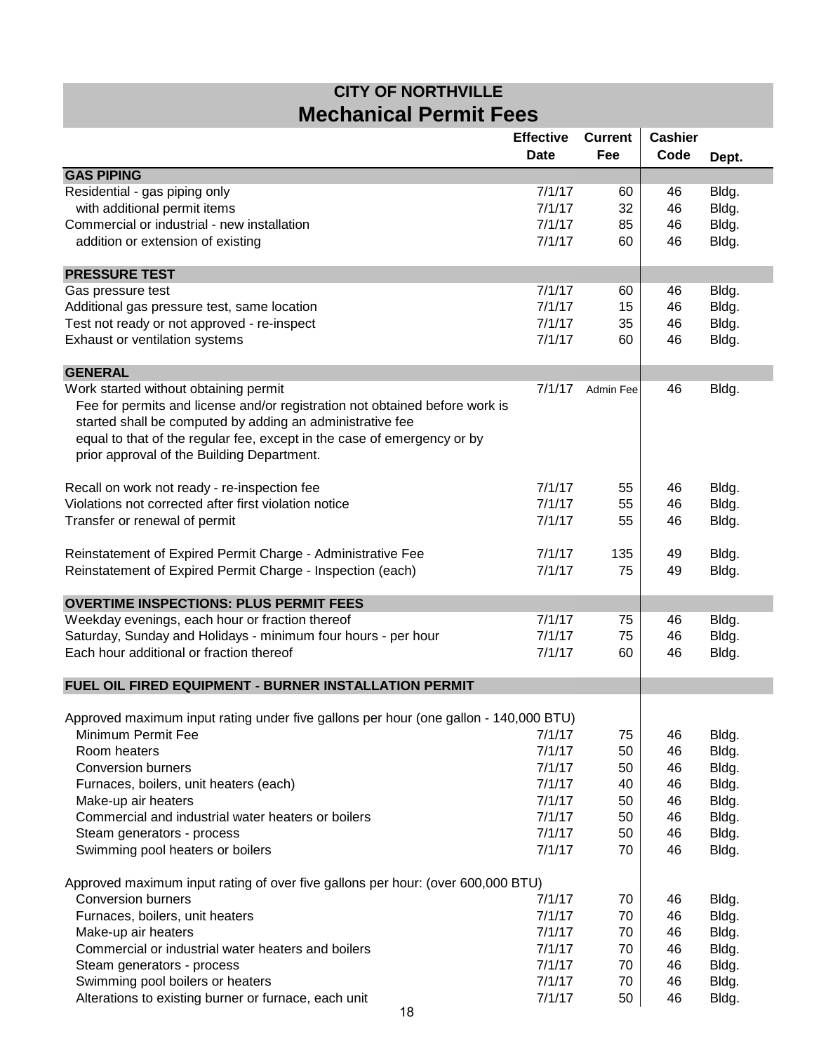# CITY OF NORTHVILLE

## Mechanical Permit Fees

| | Effective Date | Current Fee | Cashier Code | Dept. |
|---|---|---|---|---|
| **GAS PIPING** | | | | |
| Residential - gas piping only | 7/1/17 | 60 | 46 | Bldg. |
| with additional permit items | 7/1/17 | 32 | 46 | Bldg. |
| Commercial or industrial - new installation | 7/1/17 | 85 | 46 | Bldg. |
| addition or extension of existing | 7/1/17 | 60 | 46 | Bldg. |
| **PRESSURE TEST** | | | | |
| Gas pressure test | 7/1/17 | 60 | 46 | Bldg. |
| Additional gas pressure test, same location | 7/1/17 | 15 | 46 | Bldg. |
| Test not ready or not approved - re-inspect | 7/1/17 | 35 | 46 | Bldg. |
| Exhaust or ventilation systems | 7/1/17 | 60 | 46 | Bldg. |
| **GENERAL** | | | | |
| Work started without obtaining permit | 7/1/17 | Admin Fee | 46 | Bldg. |
| Fee for permits and license and/or registration not obtained before work is started shall be computed by adding an administrative fee equal to that of the regular fee, except in the case of emergency or by prior approval of the Building Department. | | | | |
| Recall on work not ready - re-inspection fee | 7/1/17 | 55 | 46 | Bldg. |
| Violations not corrected after first violation notice | 7/1/17 | 55 | 46 | Bldg. |
| Transfer or renewal of permit | 7/1/17 | 55 | 46 | Bldg. |
| Reinstatement of Expired Permit Charge - Administrative Fee | 7/1/17 | 135 | 49 | Bldg. |
| Reinstatement of Expired Permit Charge - Inspection (each) | 7/1/17 | 75 | 49 | Bldg. |
| **OVERTIME INSPECTIONS: PLUS PERMIT FEES** | | | | |
| Weekday evenings, each hour or fraction thereof | 7/1/17 | 75 | 46 | Bldg. |
| Saturday, Sunday and Holidays - minimum four hours - per hour | 7/1/17 | 75 | 46 | Bldg. |
| Each hour additional or fraction thereof | 7/1/17 | 60 | 46 | Bldg. |
| **FUEL OIL FIRED EQUIPMENT - BURNER INSTALLATION PERMIT** | | | | |
| Approved maximum input rating under five gallons per hour (one gallon - 140,000 BTU) | | | | |
| Minimum Permit Fee | 7/1/17 | 75 | 46 | Bldg. |
| Room heaters | 7/1/17 | 50 | 46 | Bldg. |
| Conversion burners | 7/1/17 | 50 | 46 | Bldg. |
| Furnaces, boilers, unit heaters (each) | 7/1/17 | 40 | 46 | Bldg. |
| Make-up air heaters | 7/1/17 | 50 | 46 | Bldg. |
| Commercial and industrial water heaters or boilers | 7/1/17 | 50 | 46 | Bldg. |
| Steam generators - process | 7/1/17 | 50 | 46 | Bldg. |
| Swimming pool heaters or boilers | 7/1/17 | 70 | 46 | Bldg. |
| Approved maximum input rating of over five gallons per hour: (over 600,000 BTU) | | | | |
| Conversion burners | 7/1/17 | 70 | 46 | Bldg. |
| Furnaces, boilers, unit heaters | 7/1/17 | 70 | 46 | Bldg. |
| Make-up air heaters | 7/1/17 | 70 | 46 | Bldg. |
| Commercial or industrial water heaters and boilers | 7/1/17 | 70 | 46 | Bldg. |
| Steam generators - process | 7/1/17 | 70 | 46 | Bldg. |
| Swimming pool boilers or heaters | 7/1/17 | 70 | 46 | Bldg. |
| Alterations to existing burner or furnace, each unit | 7/1/17 | 50 | 46 | Bldg. |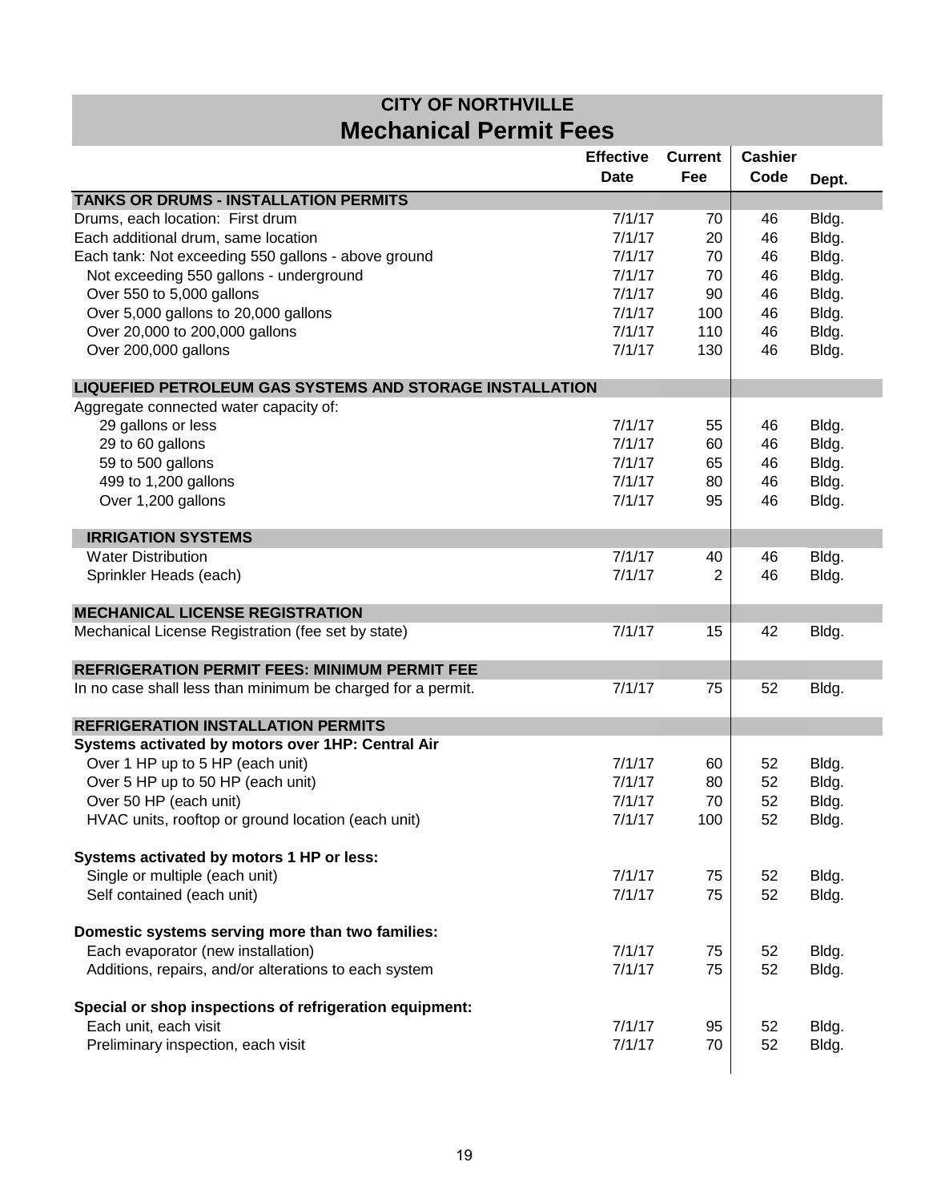# CITY OF NORTHVILLE

## Mechanical Permit Fees

| | Effective Date | Current Fee | Cashier Code | Dept. |
|---|---|---|---|---|
| **TANKS OR DRUMS - INSTALLATION PERMITS** | | | | |
| Drums, each location: First drum | 7/1/17 | 70 | 46 | Bldg. |
| Each additional drum, same location | 7/1/17 | 20 | 46 | Bldg. |
| Each tank: Not exceeding 550 gallons - above ground | 7/1/17 | 70 | 46 | Bldg. |
| Not exceeding 550 gallons - underground | 7/1/17 | 70 | 46 | Bldg. |
| Over 550 to 5,000 gallons | 7/1/17 | 90 | 46 | Bldg. |
| Over 5,000 gallons to 20,000 gallons | 7/1/17 | 100 | 46 | Bldg. |
| Over 20,000 to 200,000 gallons | 7/1/17 | 110 | 46 | Bldg. |
| Over 200,000 gallons | 7/1/17 | 130 | 46 | Bldg. |
| **LIQUEFIED PETROLEUM GAS SYSTEMS AND STORAGE INSTALLATION** | | | | |
| Aggregate connected water capacity of: | | | | |
| 29 gallons or less | 7/1/17 | 55 | 46 | Bldg. |
| 29 to 60 gallons | 7/1/17 | 60 | 46 | Bldg. |
| 59 to 500 gallons | 7/1/17 | 65 | 46 | Bldg. |
| 499 to 1,200 gallons | 7/1/17 | 80 | 46 | Bldg. |
| Over 1,200 gallons | 7/1/17 | 95 | 46 | Bldg. |
| **IRRIGATION SYSTEMS** | | | | |
| Water Distribution | 7/1/17 | 40 | 46 | Bldg. |
| Sprinkler Heads (each) | 7/1/17 | 2 | 46 | Bldg. |
| **MECHANICAL LICENSE REGISTRATION** | | | | |
| Mechanical License Registration (fee set by state) | 7/1/17 | 15 | 42 | Bldg. |
| **REFRIGERATION PERMIT FEES: MINIMUM PERMIT FEE** | | | | |
| In no case shall less than minimum be charged for a permit. | 7/1/17 | 75 | 52 | Bldg. |
| **REFRIGERATION INSTALLATION PERMITS** | | | | |
| **Systems activated by motors over 1HP: Central Air** | | | | |
| Over 1 HP up to 5 HP (each unit) | 7/1/17 | 60 | 52 | Bldg. |
| Over 5 HP up to 50 HP (each unit) | 7/1/17 | 80 | 52 | Bldg. |
| Over 50 HP (each unit) | 7/1/17 | 70 | 52 | Bldg. |
| HVAC units, rooftop or ground location (each unit) | 7/1/17 | 100 | 52 | Bldg. |
| **Systems activated by motors 1 HP or less:** | | | | |
| Single or multiple (each unit) | 7/1/17 | 75 | 52 | Bldg. |
| Self contained (each unit) | 7/1/17 | 75 | 52 | Bldg. |
| **Domestic systems serving more than two families:** | | | | |
| Each evaporator (new installation) | 7/1/17 | 75 | 52 | Bldg. |
| Additions, repairs, and/or alterations to each system | 7/1/17 | 75 | 52 | Bldg. |
| **Special or shop inspections of refrigeration equipment:** | | | | |
| Each unit, each visit | 7/1/17 | 95 | 52 | Bldg. |
| Preliminary inspection, each visit | 7/1/17 | 70 | 52 | Bldg. |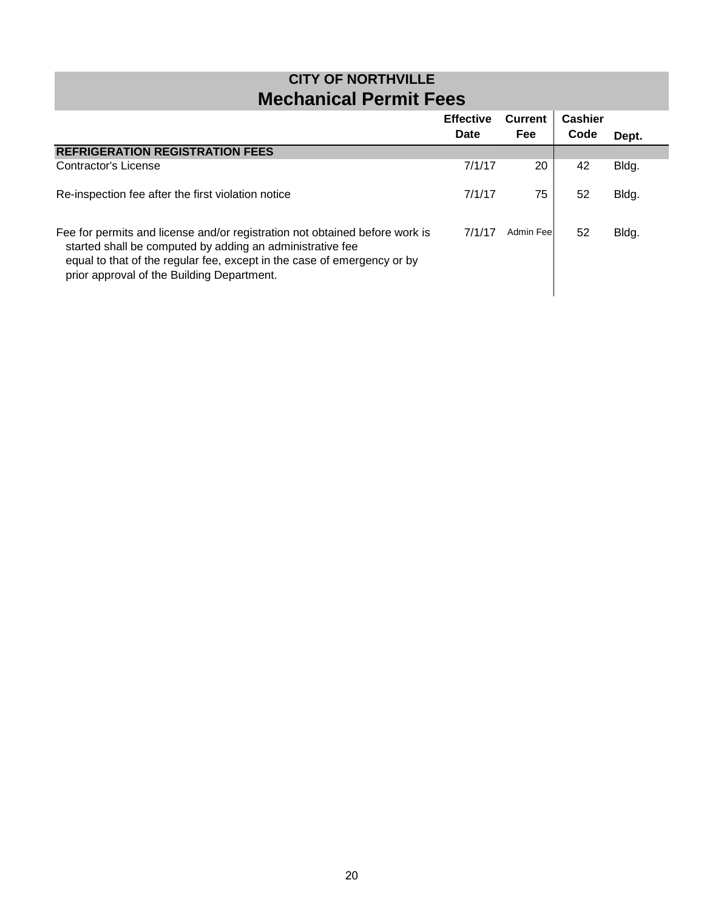## CITY OF NORTHVILLE
# Mechanical Permit Fees

| | Effective Date | Current Fee | Cashier Code | Dept. |
|---|---|---|---|---|
| **REFRIGERATION REGISTRATION FEES** | | | | |
| Contractor's License | 7/1/17 | 20 | 42 | Bldg. |
| Re-inspection fee after the first violation notice | 7/1/17 | 75 | 52 | Bldg. |
| Fee for permits and license and/or registration not obtained before work is started shall be computed by adding an administrative fee equal to that of the regular fee, except in the case of emergency or by prior approval of the Building Department. | 7/1/17 | Admin Fee | 52 | Bldg. |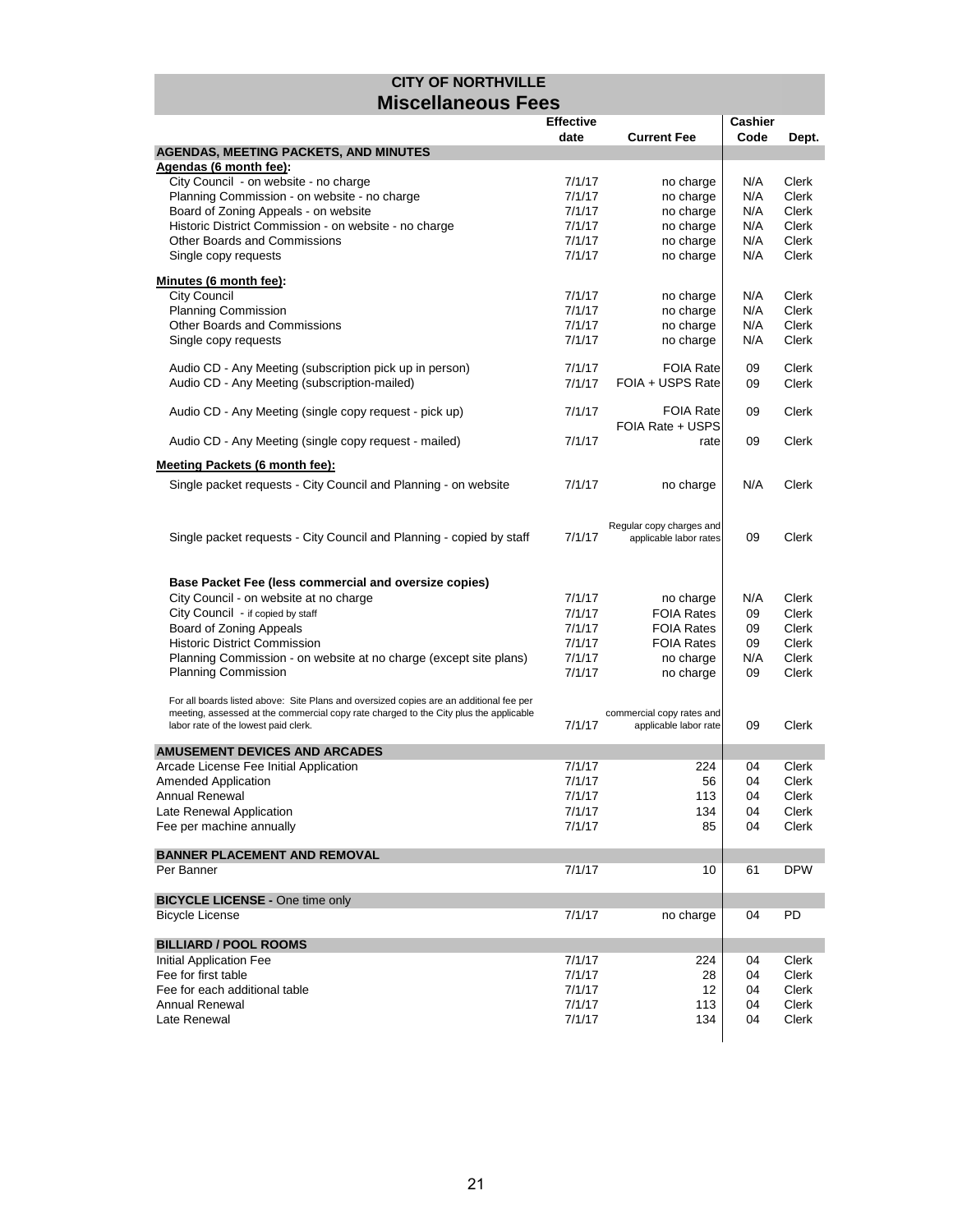# CITY OF NORTHVILLE

## Miscellaneous Fees

| | Effective date | Current Fee | Cashier Code | Dept. |
|---|---|---|---|---|
| **AGENDAS, MEETING PACKETS, AND MINUTES** | | | | |
| **Agendas (6 month fee):** | | | | |
| City Council - on website - no charge | 7/1/17 | no charge | N/A | Clerk |
| Planning Commission - on website - no charge | 7/1/17 | no charge | N/A | Clerk |
| Board of Zoning Appeals - on website | 7/1/17 | no charge | N/A | Clerk |
| Historic District Commission - on website - no charge | 7/1/17 | no charge | N/A | Clerk |
| Other Boards and Commissions | 7/1/17 | no charge | N/A | Clerk |
| Single copy requests | 7/1/17 | no charge | N/A | Clerk |
| **Minutes (6 month fee):** | | | | |
| City Council | 7/1/17 | no charge | N/A | Clerk |
| Planning Commission | 7/1/17 | no charge | N/A | Clerk |
| Other Boards and Commissions | 7/1/17 | no charge | N/A | Clerk |
| Single copy requests | 7/1/17 | no charge | N/A | Clerk |
| Audio CD - Any Meeting (subscription pick up in person) | 7/1/17 | FOIA Rate | 09 | Clerk |
| Audio CD - Any Meeting (subscription-mailed) | 7/1/17 | FOIA + USPS Rate | 09 | Clerk |
| Audio CD - Any Meeting (single copy request - pick up) | 7/1/17 | FOIA Rate | 09 | Clerk |
| Audio CD - Any Meeting (single copy request - mailed) | 7/1/17 | FOIA Rate + USPS rate | 09 | Clerk |
| **Meeting Packets (6 month fee):** | | | | |
| Single packet requests - City Council and Planning - on website | 7/1/17 | no charge | N/A | Clerk |
| Single packet requests - City Council and Planning - copied by staff | 7/1/17 | Regular copy charges and applicable labor rates | 09 | Clerk |
| **Base Packet Fee (less commercial and oversize copies)** | | | | |
| City Council - on website at no charge | 7/1/17 | no charge | N/A | Clerk |
| City Council - if copied by staff | 7/1/17 | FOIA Rates | 09 | Clerk |
| Board of Zoning Appeals | 7/1/17 | FOIA Rates | 09 | Clerk |
| Historic District Commission | 7/1/17 | FOIA Rates | 09 | Clerk |
| Planning Commission - on website at no charge (except site plans) | 7/1/17 | no charge | N/A | Clerk |
| Planning Commission | 7/1/17 | no charge | 09 | Clerk |
| For all boards listed above: Site Plans and oversized copies are an additional fee per meeting, assessed at the commercial copy rate charged to the City plus the applicable labor rate of the lowest paid clerk. | 7/1/17 | commercial copy rates and applicable labor rate | 09 | Clerk |
| **AMUSEMENT DEVICES AND ARCADES** | | | | |
| Arcade License Fee Initial Application | 7/1/17 | 224 | 04 | Clerk |
| Amended Application | 7/1/17 | 56 | 04 | Clerk |
| Annual Renewal | 7/1/17 | 113 | 04 | Clerk |
| Late Renewal Application | 7/1/17 | 134 | 04 | Clerk |
| Fee per machine annually | 7/1/17 | 85 | 04 | Clerk |
| **BANNER PLACEMENT AND REMOVAL** | | | | |
| Per Banner | 7/1/17 | 10 | 61 | DPW |
| **BICYCLE LICENSE -** One time only | | | | |
| Bicycle License | 7/1/17 | no charge | 04 | PD |
| **BILLIARD / POOL ROOMS** | | | | |
| Initial Application Fee | 7/1/17 | 224 | 04 | Clerk |
| Fee for first table | 7/1/17 | 28 | 04 | Clerk |
| Fee for each additional table | 7/1/17 | 12 | 04 | Clerk |
| Annual Renewal | 7/1/17 | 113 | 04 | Clerk |
| Late Renewal | 7/1/17 | 134 | 04 | Clerk |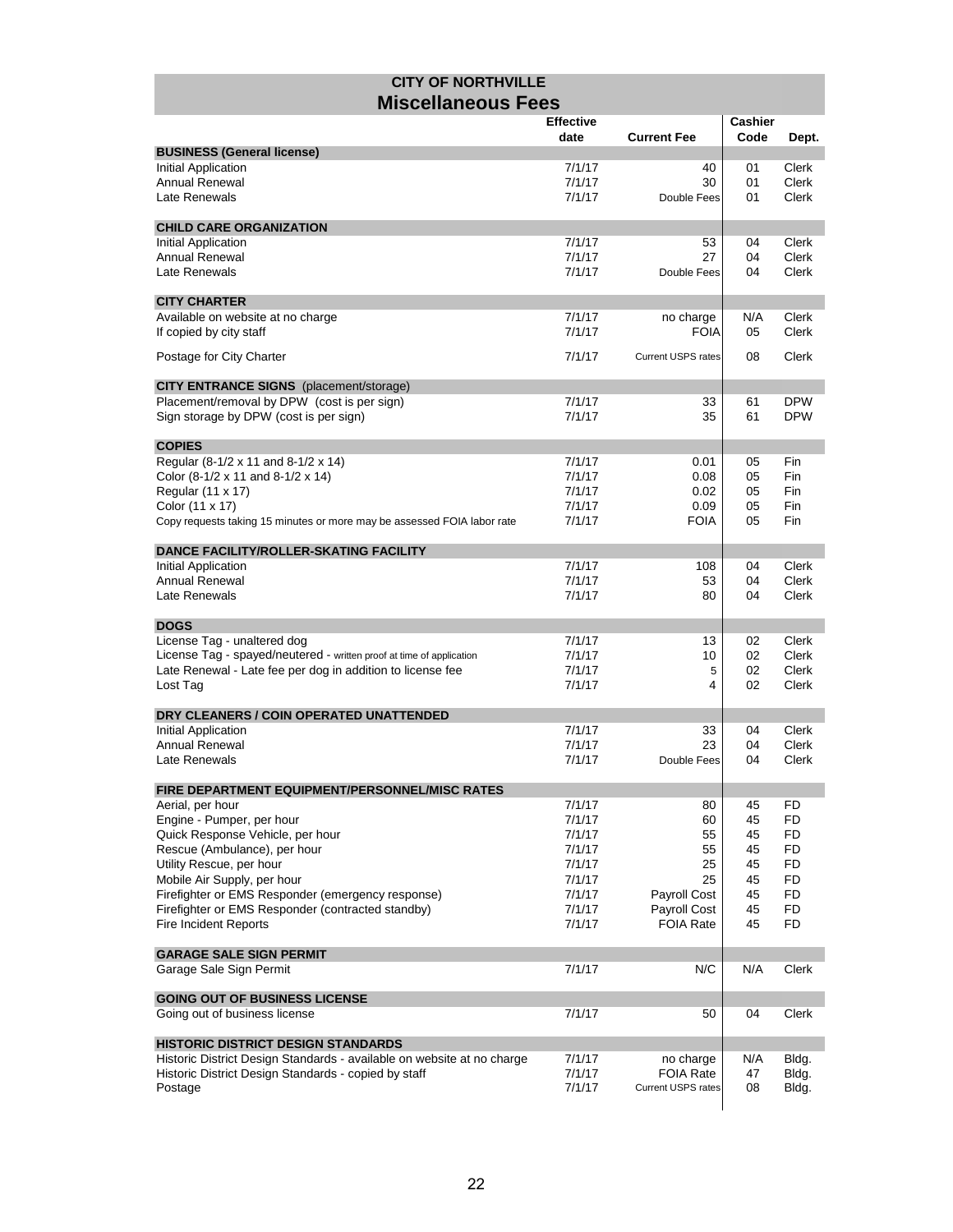## CITY OF NORTHVILLE

# Miscellaneous Fees

| | Effective date | Current Fee | Cashier Code | Dept. |
|---|---|---|---|---|
| **BUSINESS (General license)** | | | | |
| Initial Application | 7/1/17 | 40 | 01 | Clerk |
| Annual Renewal | 7/1/17 | 30 | 01 | Clerk |
| Late Renewals | 7/1/17 | Double Fees | 01 | Clerk |
| **CHILD CARE ORGANIZATION** | | | | |
| Initial Application | 7/1/17 | 53 | 04 | Clerk |
| Annual Renewal | 7/1/17 | 27 | 04 | Clerk |
| Late Renewals | 7/1/17 | Double Fees | 04 | Clerk |
| **CITY CHARTER** | | | | |
| Available on website at no charge | 7/1/17 | no charge | N/A | Clerk |
| If copied by city staff | 7/1/17 | FOIA | 05 | Clerk |
| Postage for City Charter | 7/1/17 | Current USPS rates | 08 | Clerk |
| **CITY ENTRANCE SIGNS** (placement/storage) | | | | |
| Placement/removal by DPW (cost is per sign) | 7/1/17 | 33 | 61 | DPW |
| Sign storage by DPW (cost is per sign) | 7/1/17 | 35 | 61 | DPW |
| **COPIES** | | | | |
| Regular (8-1/2 x 11 and 8-1/2 x 14) | 7/1/17 | 0.01 | 05 | Fin |
| Color (8-1/2 x 11 and 8-1/2 x 14) | 7/1/17 | 0.08 | 05 | Fin |
| Regular (11 x 17) | 7/1/17 | 0.02 | 05 | Fin |
| Color (11 x 17) | 7/1/17 | 0.09 | 05 | Fin |
| Copy requests taking 15 minutes or more may be assessed FOIA labor rate | 7/1/17 | FOIA | 05 | Fin |
| **DANCE FACILITY/ROLLER-SKATING FACILITY** | | | | |
| Initial Application | 7/1/17 | 108 | 04 | Clerk |
| Annual Renewal | 7/1/17 | 53 | 04 | Clerk |
| Late Renewals | 7/1/17 | 80 | 04 | Clerk |
| **DOGS** | | | | |
| License Tag - unaltered dog | 7/1/17 | 13 | 02 | Clerk |
| License Tag - spayed/neutered - written proof at time of application | 7/1/17 | 10 | 02 | Clerk |
| Late Renewal - Late fee per dog in addition to license fee | 7/1/17 | 5 | 02 | Clerk |
| Lost Tag | 7/1/17 | 4 | 02 | Clerk |
| **DRY CLEANERS / COIN OPERATED UNATTENDED** | | | | |
| Initial Application | 7/1/17 | 33 | 04 | Clerk |
| Annual Renewal | 7/1/17 | 23 | 04 | Clerk |
| Late Renewals | 7/1/17 | Double Fees | 04 | Clerk |
| **FIRE DEPARTMENT EQUIPMENT/PERSONNEL/MISC RATES** | | | | |
| Aerial, per hour | 7/1/17 | 80 | 45 | FD |
| Engine - Pumper, per hour | 7/1/17 | 60 | 45 | FD |
| Quick Response Vehicle, per hour | 7/1/17 | 55 | 45 | FD |
| Rescue (Ambulance), per hour | 7/1/17 | 55 | 45 | FD |
| Utility Rescue, per hour | 7/1/17 | 25 | 45 | FD |
| Mobile Air Supply, per hour | 7/1/17 | 25 | 45 | FD |
| Firefighter or EMS Responder (emergency response) | 7/1/17 | Payroll Cost | 45 | FD |
| Firefighter or EMS Responder (contracted standby) | 7/1/17 | Payroll Cost | 45 | FD |
| Fire Incident Reports | 7/1/17 | FOIA Rate | 45 | FD |
| **GARAGE SALE SIGN PERMIT** | | | | |
| Garage Sale Sign Permit | 7/1/17 | N/C | N/A | Clerk |
| **GOING OUT OF BUSINESS LICENSE** | | | | |
| Going out of business license | 7/1/17 | 50 | 04 | Clerk |
| **HISTORIC DISTRICT DESIGN STANDARDS** | | | | |
| Historic District Design Standards - available on website at no charge | 7/1/17 | no charge | N/A | Bldg. |
| Historic District Design Standards - copied by staff | 7/1/17 | FOIA Rate | 47 | Bldg. |
| Postage | 7/1/17 | Current USPS rates | 08 | Bldg. |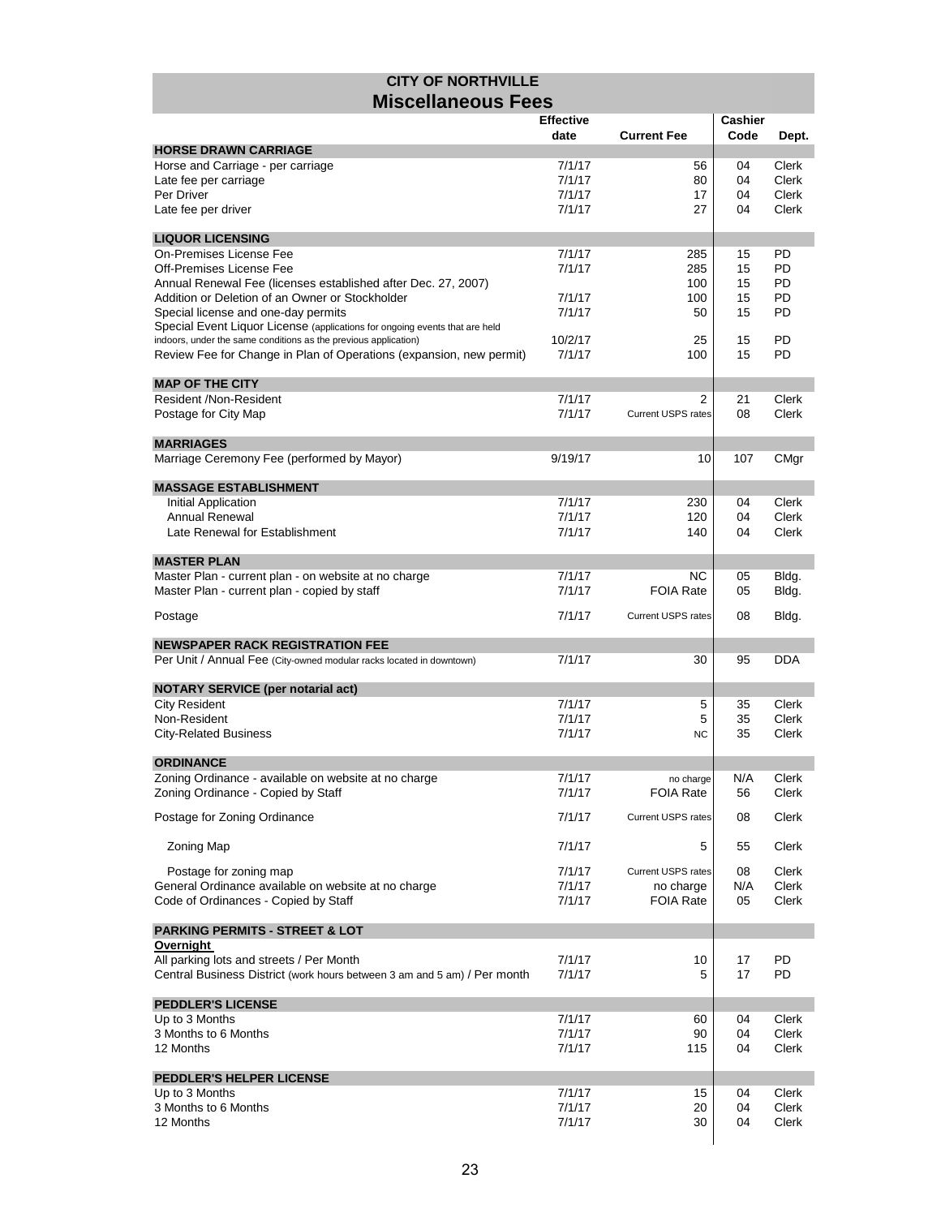# CITY OF NORTHVILLE

## Miscellaneous Fees

| | Effective date | Current Fee | Cashier Code | Dept. |
|---|---|---|---|---|
| **HORSE DRAWN CARRIAGE** | | | | |
| Horse and Carriage - per carriage | 7/1/17 | 56 | 04 | Clerk |
| Late fee per carriage | 7/1/17 | 80 | 04 | Clerk |
| Per Driver | 7/1/17 | 17 | 04 | Clerk |
| Late fee per driver | 7/1/17 | 27 | 04 | Clerk |
| **LIQUOR LICENSING** | | | | |
| On-Premises License Fee | 7/1/17 | 285 | 15 | PD |
| Off-Premises License Fee | 7/1/17 | 285 | 15 | PD |
| Annual Renewal Fee (licenses established after Dec. 27, 2007) | | 100 | 15 | PD |
| Addition or Deletion of an Owner or Stockholder | 7/1/17 | 100 | 15 | PD |
| Special license and one-day permits | 7/1/17 | 50 | 15 | PD |
| Special Event Liquor License (applications for ongoing events that are held indoors, under the same conditions as the previous application) | 10/2/17 | 25 | 15 | PD |
| Review Fee for Change in Plan of Operations (expansion, new permit) | 7/1/17 | 100 | 15 | PD |
| **MAP OF THE CITY** | | | | |
| Resident /Non-Resident | 7/1/17 | 2 | 21 | Clerk |
| Postage for City Map | 7/1/17 | Current USPS rates | 08 | Clerk |
| **MARRIAGES** | | | | |
| Marriage Ceremony Fee (performed by Mayor) | 9/19/17 | 10 | 107 | CMgr |
| **MASSAGE ESTABLISHMENT** | | | | |
| Initial Application | 7/1/17 | 230 | 04 | Clerk |
| Annual Renewal | 7/1/17 | 120 | 04 | Clerk |
| Late Renewal for Establishment | 7/1/17 | 140 | 04 | Clerk |
| **MASTER PLAN** | | | | |
| Master Plan - current plan - on website at no charge | 7/1/17 | NC | 05 | Bldg. |
| Master Plan - current plan - copied by staff | 7/1/17 | FOIA Rate | 05 | Bldg. |
| Postage | 7/1/17 | Current USPS rates | 08 | Bldg. |
| **NEWSPAPER RACK REGISTRATION FEE** | | | | |
| Per Unit / Annual Fee (City-owned modular racks located in downtown) | 7/1/17 | 30 | 95 | DDA |
| **NOTARY SERVICE (per notarial act)** | | | | |
| City Resident | 7/1/17 | 5 | 35 | Clerk |
| Non-Resident | 7/1/17 | 5 | 35 | Clerk |
| City-Related Business | 7/1/17 | NC | 35 | Clerk |
| **ORDINANCE** | | | | |
| Zoning Ordinance - available on website at no charge | 7/1/17 | no charge | N/A | Clerk |
| Zoning Ordinance - Copied by Staff | 7/1/17 | FOIA Rate | 56 | Clerk |
| Postage for Zoning Ordinance | 7/1/17 | Current USPS rates | 08 | Clerk |
| Zoning Map | 7/1/17 | 5 | 55 | Clerk |
| Postage for zoning map | 7/1/17 | Current USPS rates | 08 | Clerk |
| General Ordinance available on website at no charge | 7/1/17 | no charge | N/A | Clerk |
| Code of Ordinances - Copied by Staff | 7/1/17 | FOIA Rate | 05 | Clerk |
| **PARKING PERMITS - STREET & LOT** | | | | |
| **Overnight** | | | | |
| All parking lots and streets / Per Month | 7/1/17 | 10 | 17 | PD |
| Central Business District (work hours between 3 am and 5 am) / Per month | 7/1/17 | 5 | 17 | PD |
| **PEDDLER'S LICENSE** | | | | |
| Up to 3 Months | 7/1/17 | 60 | 04 | Clerk |
| 3 Months to 6 Months | 7/1/17 | 90 | 04 | Clerk |
| 12 Months | 7/1/17 | 115 | 04 | Clerk |
| **PEDDLER'S HELPER LICENSE** | | | | |
| Up to 3 Months | 7/1/17 | 15 | 04 | Clerk |
| 3 Months to 6 Months | 7/1/17 | 20 | 04 | Clerk |
| 12 Months | 7/1/17 | 30 | 04 | Clerk |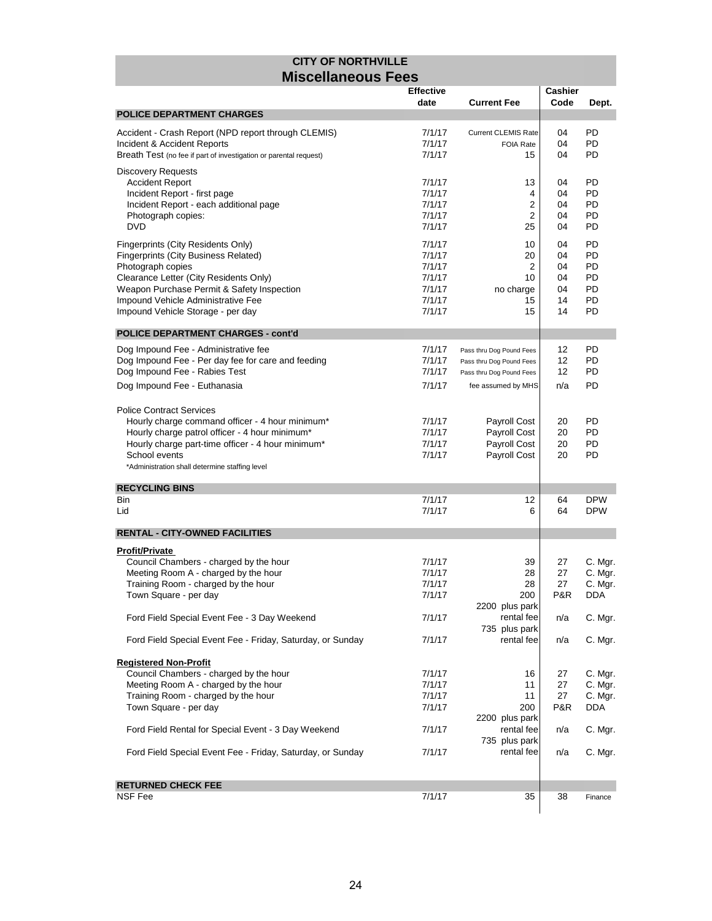# CITY OF NORTHVILLE

## Miscellaneous Fees

| | Effective date | Current Fee | Cashier Code | Dept. |
|---|---|---|---|---|
| **POLICE DEPARTMENT CHARGES** | | | | |
| Accident - Crash Report (NPD report through CLEMIS) | 7/1/17 | Current CLEMIS Rate | 04 | PD |
| Incident & Accident Reports | 7/1/17 | FOIA Rate | 04 | PD |
| Breath Test (no fee if part of investigation or parental request) | 7/1/17 | 15 | 04 | PD |
| Discovery Requests | | | | |
| Accident Report | 7/1/17 | 13 | 04 | PD |
| Incident Report - first page | 7/1/17 | 4 | 04 | PD |
| Incident Report - each additional page | 7/1/17 | 2 | 04 | PD |
| Photograph copies: | 7/1/17 | 2 | 04 | PD |
| DVD | 7/1/17 | 25 | 04 | PD |
| Fingerprints (City Residents Only) | 7/1/17 | 10 | 04 | PD |
| Fingerprints (City Business Related) | 7/1/17 | 20 | 04 | PD |
| Photograph copies | 7/1/17 | 2 | 04 | PD |
| Clearance Letter (City Residents Only) | 7/1/17 | 10 | 04 | PD |
| Weapon Purchase Permit & Safety Inspection | 7/1/17 | no charge | 04 | PD |
| Impound Vehicle Administrative Fee | 7/1/17 | 15 | 14 | PD |
| Impound Vehicle Storage - per day | 7/1/17 | 15 | 14 | PD |
| **POLICE DEPARTMENT CHARGES - cont'd** | | | | |
| Dog Impound Fee - Administrative fee | 7/1/17 | Pass thru Dog Pound Fees | 12 | PD |
| Dog Impound Fee - Per day fee for care and feeding | 7/1/17 | Pass thru Dog Pound Fees | 12 | PD |
| Dog Impound Fee - Rabies Test | 7/1/17 | Pass thru Dog Pound Fees | 12 | PD |
| Dog Impound Fee - Euthanasia | 7/1/17 | fee assumed by MHS | n/a | PD |
| Police Contract Services | | | | |
| Hourly charge command officer - 4 hour minimum* | 7/1/17 | Payroll Cost | 20 | PD |
| Hourly charge patrol officer - 4 hour minimum* | 7/1/17 | Payroll Cost | 20 | PD |
| Hourly charge part-time officer - 4 hour minimum* | 7/1/17 | Payroll Cost | 20 | PD |
| School events | 7/1/17 | Payroll Cost | 20 | PD |
| *Administration shall determine staffing level | | | | |
| **RECYCLING BINS** | | | | |
| Bin | 7/1/17 | 12 | 64 | DPW |
| Lid | 7/1/17 | 6 | 64 | DPW |
| **RENTAL - CITY-OWNED FACILITIES** | | | | |
| **Profit/Private** | | | | |
| Council Chambers - charged by the hour | 7/1/17 | 39 | 27 | C. Mgr. |
| Meeting Room A - charged by the hour | 7/1/17 | 28 | 27 | C. Mgr. |
| Training Room - charged by the hour | 7/1/17 | 28 | 27 | C. Mgr. |
| Town Square - per day | 7/1/17 | 200 | P&R | DDA |
| Ford Field Special Event Fee - 3 Day Weekend | 7/1/17 | 2200 plus park rental fee | n/a | C. Mgr. |
| Ford Field Special Event Fee - Friday, Saturday, or Sunday | 7/1/17 | 735 plus park rental fee | n/a | C. Mgr. |
| **Registered Non-Profit** | | | | |
| Council Chambers - charged by the hour | 7/1/17 | 16 | 27 | C. Mgr. |
| Meeting Room A - charged by the hour | 7/1/17 | 11 | 27 | C. Mgr. |
| Training Room - charged by the hour | 7/1/17 | 11 | 27 | C. Mgr. |
| Town Square - per day | 7/1/17 | 200 | P&R | DDA |
| Ford Field Rental for Special Event - 3 Day Weekend | 7/1/17 | 2200 plus park rental fee | n/a | C. Mgr. |
| Ford Field Special Event Fee - Friday, Saturday, or Sunday | 7/1/17 | 735 plus park rental fee | n/a | C. Mgr. |
| **RETURNED CHECK FEE** | | | | |
| NSF Fee | 7/1/17 | 35 | 38 | Finance |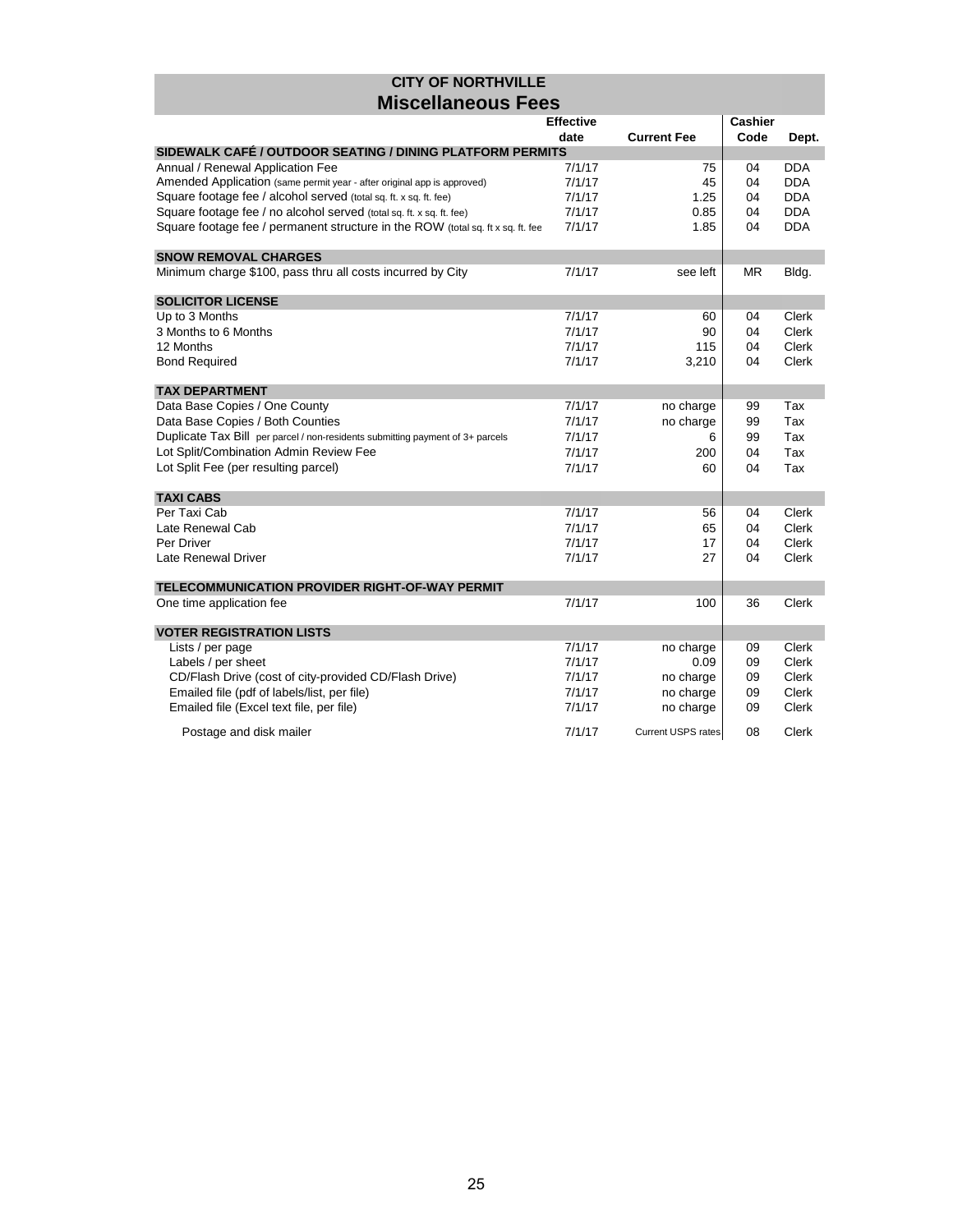# CITY OF NORTHVILLE

## Miscellaneous Fees

| | Effective date | Current Fee | Cashier Code | Dept. |
|---|---|---|---|---|
| **SIDEWALK CAFÉ / OUTDOOR SEATING / DINING PLATFORM PERMITS** | | | | |
| Annual / Renewal Application Fee | 7/1/17 | 75 | 04 | DDA |
| Amended Application (same permit year - after original app is approved) | 7/1/17 | 45 | 04 | DDA |
| Square footage fee / alcohol served (total sq. ft. x sq. ft. fee) | 7/1/17 | 1.25 | 04 | DDA |
| Square footage fee / no alcohol served (total sq. ft. x sq. ft. fee) | 7/1/17 | 0.85 | 04 | DDA |
| Square footage fee / permanent structure in the ROW (total sq. ft x sq. ft. fee | 7/1/17 | 1.85 | 04 | DDA |
| **SNOW REMOVAL CHARGES** | | | | |
| Minimum charge $100, pass thru all costs incurred by City | 7/1/17 | see left | MR | Bldg. |
| **SOLICITOR LICENSE** | | | | |
| Up to 3 Months | 7/1/17 | 60 | 04 | Clerk |
| 3 Months to 6 Months | 7/1/17 | 90 | 04 | Clerk |
| 12 Months | 7/1/17 | 115 | 04 | Clerk |
| Bond Required | 7/1/17 | 3,210 | 04 | Clerk |
| **TAX DEPARTMENT** | | | | |
| Data Base Copies / One County | 7/1/17 | no charge | 99 | Tax |
| Data Base Copies / Both Counties | 7/1/17 | no charge | 99 | Tax |
| Duplicate Tax Bill per parcel / non-residents submitting payment of 3+ parcels | 7/1/17 | 6 | 99 | Tax |
| Lot Split/Combination Admin Review Fee | 7/1/17 | 200 | 04 | Tax |
| Lot Split Fee (per resulting parcel) | 7/1/17 | 60 | 04 | Tax |
| **TAXI CABS** | | | | |
| Per Taxi Cab | 7/1/17 | 56 | 04 | Clerk |
| Late Renewal Cab | 7/1/17 | 65 | 04 | Clerk |
| Per Driver | 7/1/17 | 17 | 04 | Clerk |
| Late Renewal Driver | 7/1/17 | 27 | 04 | Clerk |
| **TELECOMMUNICATION PROVIDER RIGHT-OF-WAY PERMIT** | | | | |
| One time application fee | 7/1/17 | 100 | 36 | Clerk |
| **VOTER REGISTRATION LISTS** | | | | |
| Lists / per page | 7/1/17 | no charge | 09 | Clerk |
| Labels / per sheet | 7/1/17 | 0.09 | 09 | Clerk |
| CD/Flash Drive (cost of city-provided CD/Flash Drive) | 7/1/17 | no charge | 09 | Clerk |
| Emailed file (pdf of labels/list, per file) | 7/1/17 | no charge | 09 | Clerk |
| Emailed file (Excel text file, per file) | 7/1/17 | no charge | 09 | Clerk |
| Postage and disk mailer | 7/1/17 | Current USPS rates | 08 | Clerk |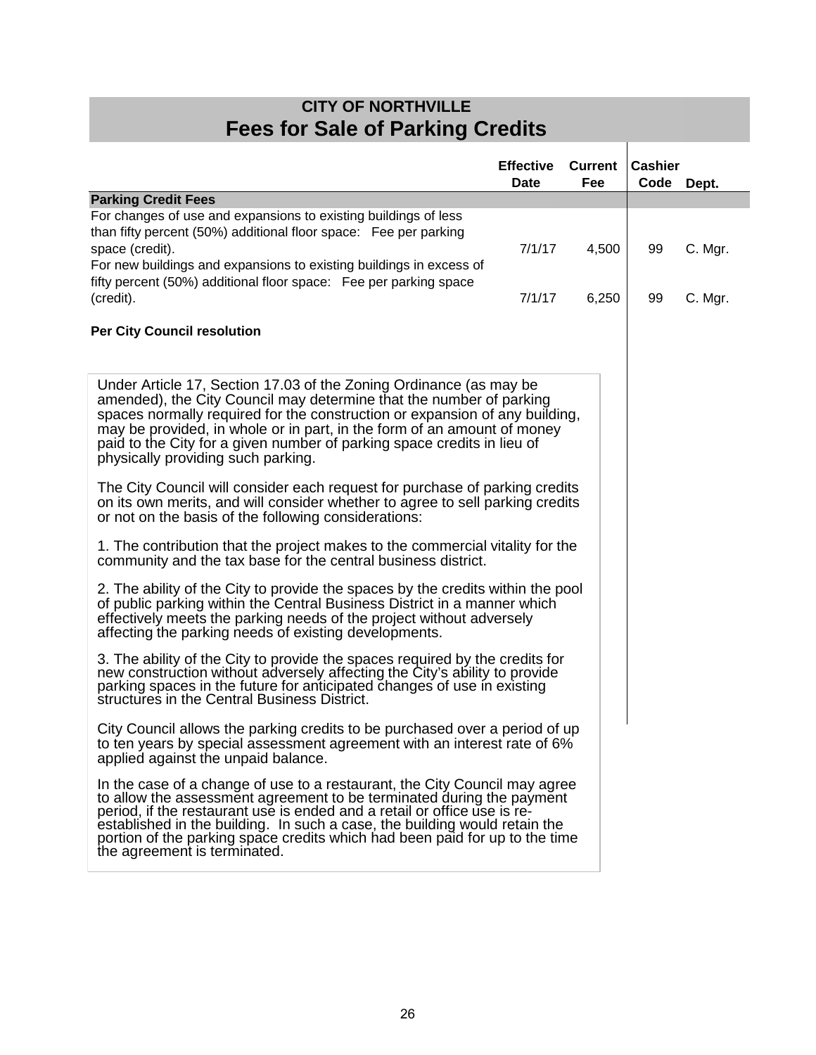## CITY OF NORTHVILLE
# Fees for Sale of Parking Credits

| | Effective Date | Current Fee | Cashier Code | Dept. |
|---|---|---|---|---|
| **Parking Credit Fees** | | | | |
| For changes of use and expansions to existing buildings of less than fifty percent (50%) additional floor space: Fee per parking space (credit). | 7/1/17 | 4,500 | 99 | C. Mgr. |
| For new buildings and expansions to existing buildings in excess of fifty percent (50%) additional floor space: Fee per parking space (credit). | 7/1/17 | 6,250 | 99 | C. Mgr. |

**Per City Council resolution**

Under Article 17, Section 17.03 of the Zoning Ordinance (as may be amended), the City Council may determine that the number of parking spaces normally required for the construction or expansion of any building, may be provided, in whole or in part, in the form of an amount of money paid to the City for a given number of parking space credits in lieu of physically providing such parking.

The City Council will consider each request for purchase of parking credits on its own merits, and will consider whether to agree to sell parking credits or not on the basis of the following considerations:

1. The contribution that the project makes to the commercial vitality for the community and the tax base for the central business district.

2. The ability of the City to provide the spaces by the credits within the pool of public parking within the Central Business District in a manner which effectively meets the parking needs of the project without adversely affecting the parking needs of existing developments.

3. The ability of the City to provide the spaces required by the credits for new construction without adversely affecting the City's ability to provide parking spaces in the future for anticipated changes of use in existing structures in the Central Business District.

City Council allows the parking credits to be purchased over a period of up to ten years by special assessment agreement with an interest rate of 6% applied against the unpaid balance.

In the case of a change of use to a restaurant, the City Council may agree to allow the assessment agreement to be terminated during the payment period, if the restaurant use is ended and a retail or office use is re-established in the building. In such a case, the building would retain the portion of the parking space credits which had been paid for up to the time the agreement is terminated.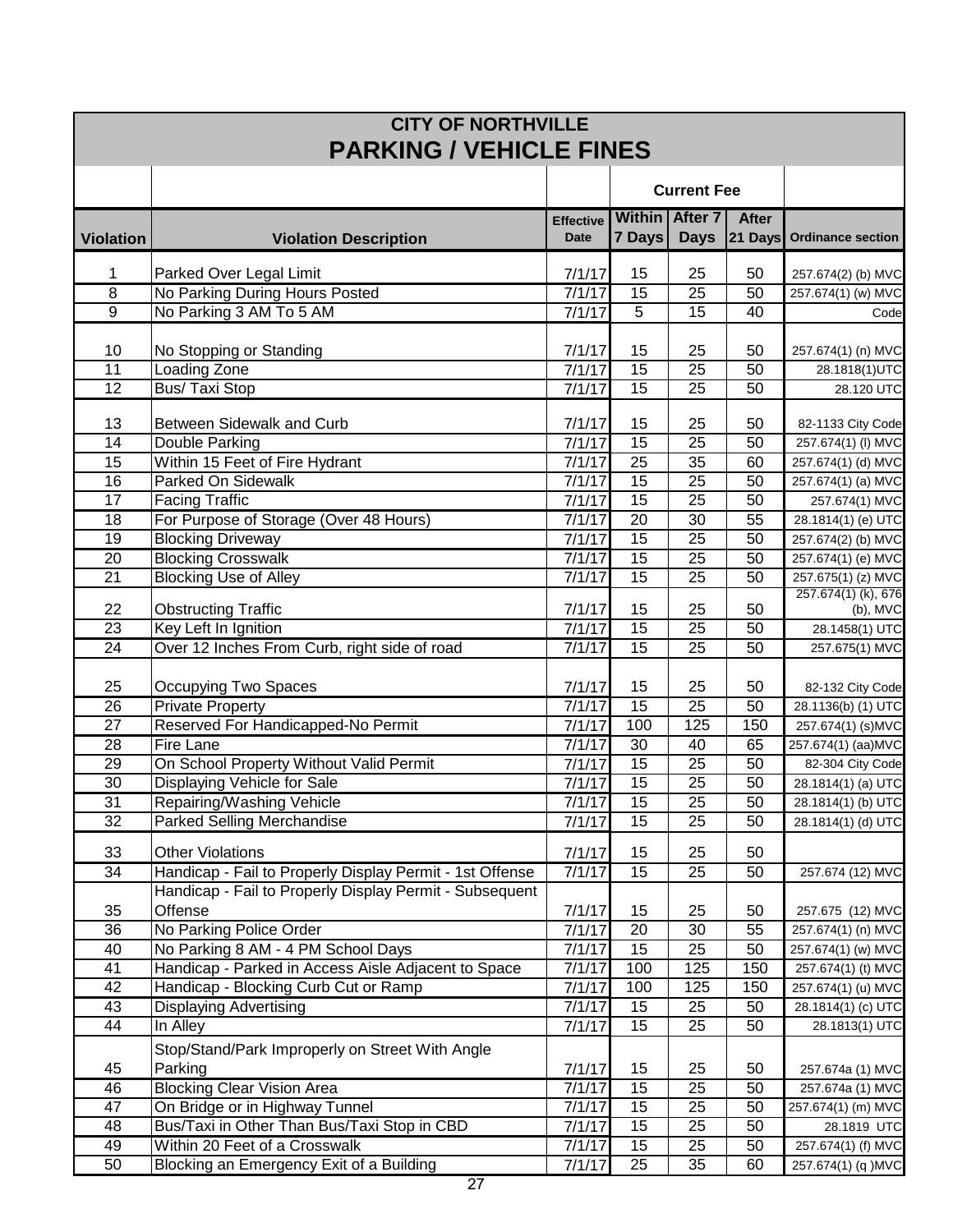# CITY OF NORTHVILLE

## PARKING / VEHICLE FINES

| Violation | Violation Description | Effective Date | Current Fee Within 7 Days | After 7 Days | After 21 Days | Ordinance section |
|---|---|---|---|---|---|---|
| 1 | Parked Over Legal Limit | 7/1/17 | 15 | 25 | 50 | 257.674(2) (b) MVC |
| 8 | No Parking During Hours Posted | 7/1/17 | 15 | 25 | 50 | 257.674(1) (w) MVC |
| 9 | No Parking 3 AM To 5 AM | 7/1/17 | 5 | 15 | 40 | Code |
| 10 | No Stopping or Standing | 7/1/17 | 15 | 25 | 50 | 257.674(1) (n) MVC |
| 11 | Loading Zone | 7/1/17 | 15 | 25 | 50 | 28.1818(1)UTC |
| 12 | Bus/ Taxi Stop | 7/1/17 | 15 | 25 | 50 | 28.120 UTC |
| 13 | Between Sidewalk and Curb | 7/1/17 | 15 | 25 | 50 | 82-1133 City Code |
| 14 | Double Parking | 7/1/17 | 15 | 25 | 50 | 257.674(1) (l) MVC |
| 15 | Within 15 Feet of Fire Hydrant | 7/1/17 | 25 | 35 | 60 | 257.674(1) (d) MVC |
| 16 | Parked On Sidewalk | 7/1/17 | 15 | 25 | 50 | 257.674(1) (a) MVC |
| 17 | Facing Traffic | 7/1/17 | 15 | 25 | 50 | 257.674(1) MVC |
| 18 | For Purpose of Storage (Over 48 Hours) | 7/1/17 | 20 | 30 | 55 | 28.1814(1) (e) UTC |
| 19 | Blocking Driveway | 7/1/17 | 15 | 25 | 50 | 257.674(2) (b) MVC |
| 20 | Blocking Crosswalk | 7/1/17 | 15 | 25 | 50 | 257.674(1) (e) MVC |
| 21 | Blocking Use of Alley | 7/1/17 | 15 | 25 | 50 | 257.675(1) (z) MVC |
| 22 | Obstructing Traffic | 7/1/17 | 15 | 25 | 50 | 257.674(1) (k), 676 (b), MVC |
| 23 | Key Left In Ignition | 7/1/17 | 15 | 25 | 50 | 28.1458(1) UTC |
| 24 | Over 12 Inches From Curb, right side of road | 7/1/17 | 15 | 25 | 50 | 257.675(1) MVC |
| 25 | Occupying Two Spaces | 7/1/17 | 15 | 25 | 50 | 82-132 City Code |
| 26 | Private Property | 7/1/17 | 15 | 25 | 50 | 28.1136(b) (1) UTC |
| 27 | Reserved For Handicapped-No Permit | 7/1/17 | 100 | 125 | 150 | 257.674(1) (s)MVC |
| 28 | Fire Lane | 7/1/17 | 30 | 40 | 65 | 257.674(1) (aa)MVC |
| 29 | On School Property Without Valid Permit | 7/1/17 | 15 | 25 | 50 | 82-304 City Code |
| 30 | Displaying Vehicle for Sale | 7/1/17 | 15 | 25 | 50 | 28.1814(1) (a) UTC |
| 31 | Repairing/Washing Vehicle | 7/1/17 | 15 | 25 | 50 | 28.1814(1) (b) UTC |
| 32 | Parked Selling Merchandise | 7/1/17 | 15 | 25 | 50 | 28.1814(1) (d) UTC |
| 33 | Other Violations | 7/1/17 | 15 | 25 | 50 | |
| 34 | Handicap - Fail to Properly Display Permit - 1st Offense | 7/1/17 | 15 | 25 | 50 | 257.674 (12) MVC |
| 35 | Handicap - Fail to Properly Display Permit - Subsequent Offense | 7/1/17 | 15 | 25 | 50 | 257.675 (12) MVC |
| 36 | No Parking Police Order | 7/1/17 | 20 | 30 | 55 | 257.674(1) (n) MVC |
| 40 | No Parking 8 AM - 4 PM School Days | 7/1/17 | 15 | 25 | 50 | 257.674(1) (w) MVC |
| 41 | Handicap - Parked in Access Aisle Adjacent to Space | 7/1/17 | 100 | 125 | 150 | 257.674(1) (t) MVC |
| 42 | Handicap - Blocking Curb Cut or Ramp | 7/1/17 | 100 | 125 | 150 | 257.674(1) (u) MVC |
| 43 | Displaying Advertising | 7/1/17 | 15 | 25 | 50 | 28.1814(1) (c) UTC |
| 44 | In Alley | 7/1/17 | 15 | 25 | 50 | 28.1813(1) UTC |
| 45 | Stop/Stand/Park Improperly on Street With Angle Parking | 7/1/17 | 15 | 25 | 50 | 257.674a (1) MVC |
| 46 | Blocking Clear Vision Area | 7/1/17 | 15 | 25 | 50 | 257.674a (1) MVC |
| 47 | On Bridge or in Highway Tunnel | 7/1/17 | 15 | 25 | 50 | 257.674(1) (m) MVC |
| 48 | Bus/Taxi in Other Than Bus/Taxi Stop in CBD | 7/1/17 | 15 | 25 | 50 | 28.1819 UTC |
| 49 | Within 20 Feet of a Crosswalk | 7/1/17 | 15 | 25 | 50 | 257.674(1) (f) MVC |
| 50 | Blocking an Emergency Exit of a Building | 7/1/17 | 25 | 35 | 60 | 257.674(1) (q )MVC |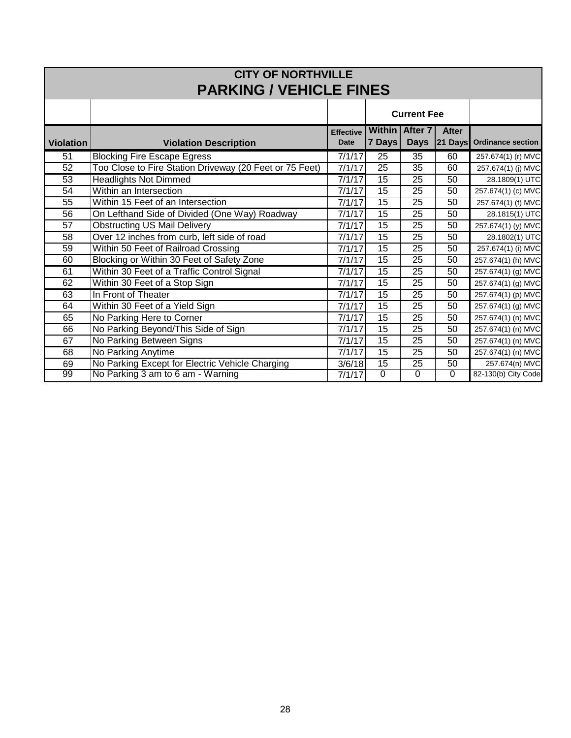# CITY OF NORTHVILLE
## PARKING / VEHICLE FINES

| Violation | Violation Description | Effective Date | Current Fee | | | Ordinance section |
|---|---|---|---|---|---|---|
| | | | Within 7 Days | After 7 Days | After 21 Days | |
| 51 | Blocking Fire Escape Egress | 7/1/17 | 25 | 35 | 60 | 257.674(1) (r) MVC |
| 52 | Too Close to Fire Station Driveway (20 Feet or 75 Feet) | 7/1/17 | 25 | 35 | 60 | 257.674(1) (j) MVC |
| 53 | Headlights Not Dimmed | 7/1/17 | 15 | 25 | 50 | 28.1809(1) UTC |
| 54 | Within an Intersection | 7/1/17 | 15 | 25 | 50 | 257.674(1) (c) MVC |
| 55 | Within 15 Feet of an Intersection | 7/1/17 | 15 | 25 | 50 | 257.674(1) (f) MVC |
| 56 | On Lefthand Side of Divided (One Way) Roadway | 7/1/17 | 15 | 25 | 50 | 28.1815(1) UTC |
| 57 | Obstructing US Mail Delivery | 7/1/17 | 15 | 25 | 50 | 257.674(1) (y) MVC |
| 58 | Over 12 inches from curb, left side of road | 7/1/17 | 15 | 25 | 50 | 28.1802(1) UTC |
| 59 | Within 50 Feet of Railroad Crossing | 7/1/17 | 15 | 25 | 50 | 257.674(1) (i) MVC |
| 60 | Blocking or Within 30 Feet of Safety Zone | 7/1/17 | 15 | 25 | 50 | 257.674(1) (h) MVC |
| 61 | Within 30 Feet of a Traffic Control Signal | 7/1/17 | 15 | 25 | 50 | 257.674(1) (g) MVC |
| 62 | Within 30 Feet of a Stop Sign | 7/1/17 | 15 | 25 | 50 | 257.674(1) (g) MVC |
| 63 | In Front of Theater | 7/1/17 | 15 | 25 | 50 | 257.674(1) (p) MVC |
| 64 | Within 30 Feet of a Yield Sign | 7/1/17 | 15 | 25 | 50 | 257.674(1) (g) MVC |
| 65 | No Parking Here to Corner | 7/1/17 | 15 | 25 | 50 | 257.674(1) (n) MVC |
| 66 | No Parking Beyond/This Side of Sign | 7/1/17 | 15 | 25 | 50 | 257.674(1) (n) MVC |
| 67 | No Parking Between Signs | 7/1/17 | 15 | 25 | 50 | 257.674(1) (n) MVC |
| 68 | No Parking Anytime | 7/1/17 | 15 | 25 | 50 | 257.674(1) (n) MVC |
| 69 | No Parking Except for Electric Vehicle Charging | 3/6/18 | 15 | 25 | 50 | 257.674(n) MVC |
| 99 | No Parking 3 am to 6 am - Warning | 7/1/17 | 0 | 0 | 0 | 82-130(b) City Code |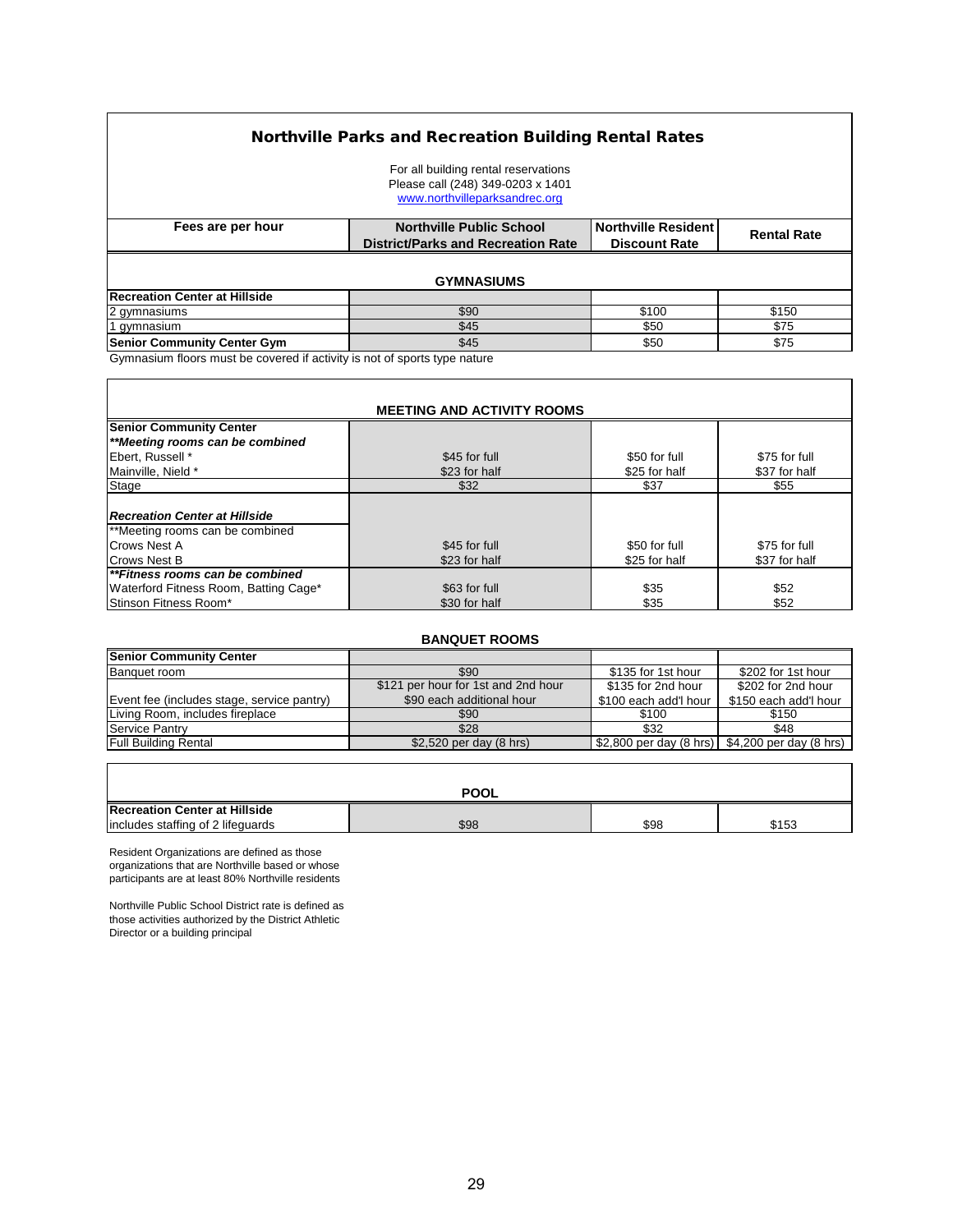## Northville Parks and Recreation Building Rental Rates

For all building rental reservations
Please call (248) 349-0203 x 1401
www.northvilleparksandrec.org

| Fees are per hour | Northville Public School District/Parks and Recreation Rate | Northville Resident Discount Rate | Rental Rate |
|---|---|---|---|
| **GYMNASIUMS** | | | |
| **Recreation Center at Hillside** | | | |
| 2 gymnasiums | $90 | $100 | $150 |
| 1 gymnasium | $45 | $50 | $75 |
| **Senior Community Center Gym** | $45 | $50 | $75 |

Gymnasium floors must be covered if activity is not of sports type nature

| MEETING AND ACTIVITY ROOMS | | | |
|---|---|---|---|
| **Senior Community Center** | | | |
| ***\*\*Meeting rooms can be combined*** | | | |
| Ebert, Russell * | $45 for full | $50 for full | $75 for full |
| Mainville, Nield * | $23 for half | $25 for half | $37 for half |
| Stage | $32 | $37 | $55 |
| ***Recreation Center at Hillside*** | | | |
| **Meeting rooms can be combined | | | |
| Crows Nest A | $45 for full | $50 for full | $75 for full |
| Crows Nest B | $23 for half | $25 for half | $37 for half |
| ***\*\*Fitness rooms can be combined*** | | | |
| Waterford Fitness Room, Batting Cage* | $63 for full | $35 | $52 |
| Stinson Fitness Room* | $30 for half | $35 | $52 |

| BANQUET ROOMS | | | |
|---|---|---|---|
| **Senior Community Center** | | | |
| Banquet room | $90 | $135 for 1st hour | $202 for 1st hour |
| Event fee (includes stage, service pantry) | $121 per hour for 1st and 2nd hour<br>$90 each additional hour | $135 for 2nd hour<br>$100 each add'l hour | $202 for 2nd hour<br>$150 each add'l hour |
| Living Room, includes fireplace | $90 | $100 | $150 |
| Service Pantry | $28 | $32 | $48 |
| Full Building Rental | $2,520 per day (8 hrs) | $2,800 per day (8 hrs) | $4,200 per day (8 hrs) |

| POOL | | | |
|---|---|---|---|
| **Recreation Center at Hillside** | | | |
| includes staffing of 2 lifeguards | $98 | $98 | $153 |

Resident Organizations are defined as those organizations that are Northville based or whose participants are at least 80% Northville residents

Northville Public School District rate is defined as those activities authorized by the District Athletic Director or a building principal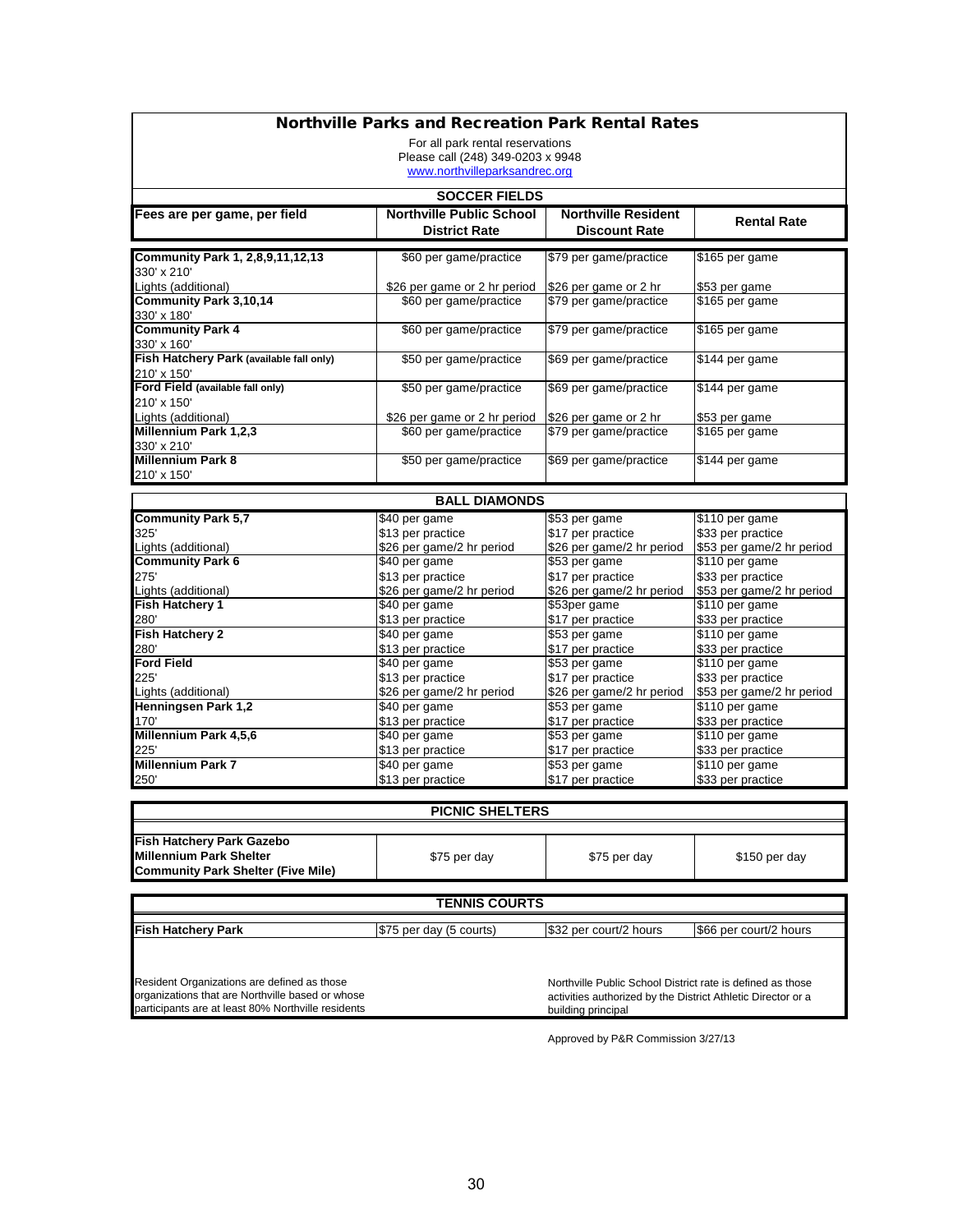# Northville Parks and Recreation Park Rental Rates

For all park rental reservations
Please call (248) 349-0203 x 9948
www.northvilleparksandrec.org

## SOCCER FIELDS

| Fees are per game, per field | Northville Public School District Rate | Northville Resident Discount Rate | Rental Rate |
|---|---|---|---|
| **Community Park 1, 2,8,9,11,12,13** 330' x 210' | $60 per game/practice | $79 per game/practice | $165 per game |
| Lights (additional) | $26 per game or 2 hr period | $26 per game or 2 hr | $53 per game |
| **Community Park 3,10,14** 330' x 180' | $60 per game/practice | $79 per game/practice | $165 per game |
| **Community Park 4** 330' x 160' | $60 per game/practice | $79 per game/practice | $165 per game |
| **Fish Hatchery Park (available fall only)** 210' x 150' | $50 per game/practice | $69 per game/practice | $144 per game |
| **Ford Field (available fall only)** 210' x 150' | $50 per game/practice | $69 per game/practice | $144 per game |
| Lights (additional) | $26 per game or 2 hr period | $26 per game or 2 hr | $53 per game |
| **Millennium Park 1,2,3** 330' x 210' | $60 per game/practice | $79 per game/practice | $165 per game |
| **Millennium Park 8** 210' x 150' | $50 per game/practice | $69 per game/practice | $144 per game |

## BALL DIAMONDS

| | | | |
|---|---|---|---|
| **Community Park 5,7** | $40 per game | $53 per game | $110 per game |
| 325' | $13 per practice | $17 per practice | $33 per practice |
| Lights (additional) | $26 per game/2 hr period | $26 per game/2 hr period | $53 per game/2 hr period |
| **Community Park 6** | $40 per game | $53 per game | $110 per game |
| 275' | $13 per practice | $17 per practice | $33 per practice |
| Lights (additional) | $26 per game/2 hr period | $26 per game/2 hr period | $53 per game/2 hr period |
| **Fish Hatchery 1** | $40 per game | $53per game | $110 per game |
| 280' | $13 per practice | $17 per practice | $33 per practice |
| **Fish Hatchery 2** | $40 per game | $53 per game | $110 per game |
| 280' | $13 per practice | $17 per practice | $33 per practice |
| **Ford Field** | $40 per game | $53 per game | $110 per game |
| 225' | $13 per practice | $17 per practice | $33 per practice |
| Lights (additional) | $26 per game/2 hr period | $26 per game/2 hr period | $53 per game/2 hr period |
| **Henningsen Park 1,2** | $40 per game | $53 per game | $110 per game |
| 170' | $13 per practice | $17 per practice | $33 per practice |
| **Millennium Park 4,5,6** | $40 per game | $53 per game | $110 per game |
| 225' | $13 per practice | $17 per practice | $33 per practice |
| **Millennium Park 7** | $40 per game | $53 per game | $110 per game |
| 250' | $13 per practice | $17 per practice | $33 per practice |

## PICNIC SHELTERS

| | | | |
|---|---|---|---|
| **Fish Hatchery Park Gazebo** **Millennium Park Shelter** **Community Park Shelter (Five Mile)** | $75 per day | $75 per day | $150 per day |

## TENNIS COURTS

| | | | |
|---|---|---|---|
| **Fish Hatchery Park** | $75 per day (5 courts) | $32 per court/2 hours | $66 per court/2 hours |

Resident Organizations are defined as those organizations that are Northville based or whose participants are at least 80% Northville residents

Northville Public School District rate is defined as those activities authorized by the District Athletic Director or a building principal

Approved by P&R Commission 3/27/13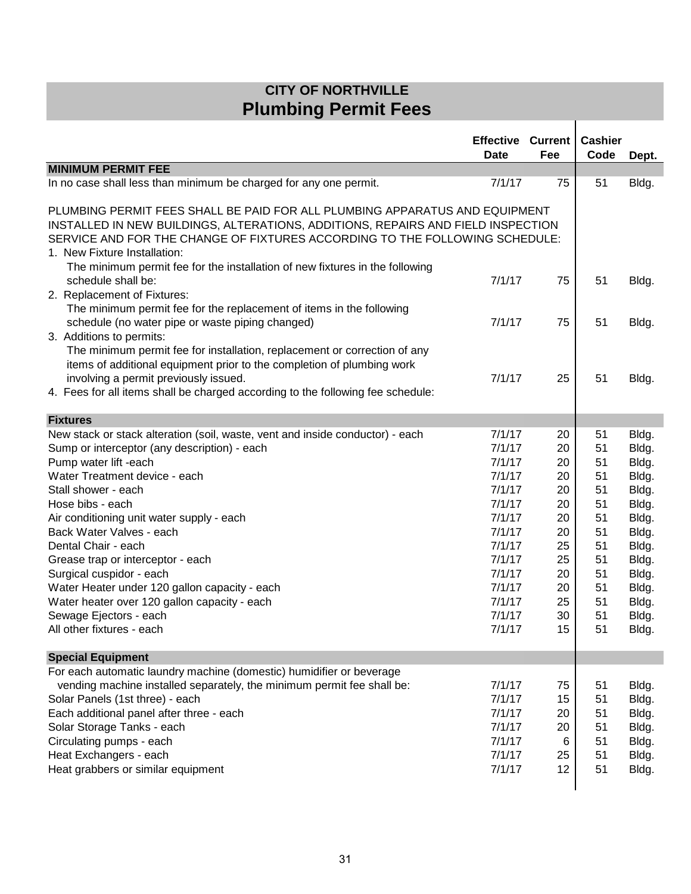# CITY OF NORTHVILLE

## Plumbing Permit Fees

| | Effective Date | Current Fee | Cashier Code | Dept. |
|---|---|---|---|---|
| **MINIMUM PERMIT FEE** | | | | |
| In no case shall less than minimum be charged for any one permit. | 7/1/17 | 75 | 51 | Bldg. |
| PLUMBING PERMIT FEES SHALL BE PAID FOR ALL PLUMBING APPARATUS AND EQUIPMENT INSTALLED IN NEW BUILDINGS, ALTERATIONS, ADDITIONS, REPAIRS AND FIELD INSPECTION SERVICE AND FOR THE CHANGE OF FIXTURES ACCORDING TO THE FOLLOWING SCHEDULE: | | | | |
| 1. New Fixture Installation: The minimum permit fee for the installation of new fixtures in the following schedule shall be: | 7/1/17 | 75 | 51 | Bldg. |
| 2. Replacement of Fixtures: The minimum permit fee for the replacement of items in the following schedule (no water pipe or waste piping changed) | 7/1/17 | 75 | 51 | Bldg. |
| 3. Additions to permits: The minimum permit fee for installation, replacement or correction of any items of additional equipment prior to the completion of plumbing work involving a permit previously issued. | 7/1/17 | 25 | 51 | Bldg. |
| 4. Fees for all items shall be charged according to the following fee schedule: | | | | |
| **Fixtures** | | | | |
| New stack or stack alteration (soil, waste, vent and inside conductor) - each | 7/1/17 | 20 | 51 | Bldg. |
| Sump or interceptor (any description) - each | 7/1/17 | 20 | 51 | Bldg. |
| Pump water lift -each | 7/1/17 | 20 | 51 | Bldg. |
| Water Treatment device - each | 7/1/17 | 20 | 51 | Bldg. |
| Stall shower - each | 7/1/17 | 20 | 51 | Bldg. |
| Hose bibs - each | 7/1/17 | 20 | 51 | Bldg. |
| Air conditioning unit water supply - each | 7/1/17 | 20 | 51 | Bldg. |
| Back Water Valves - each | 7/1/17 | 20 | 51 | Bldg. |
| Dental Chair - each | 7/1/17 | 25 | 51 | Bldg. |
| Grease trap or interceptor - each | 7/1/17 | 25 | 51 | Bldg. |
| Surgical cuspidor - each | 7/1/17 | 20 | 51 | Bldg. |
| Water Heater under 120 gallon capacity - each | 7/1/17 | 20 | 51 | Bldg. |
| Water heater over 120 gallon capacity - each | 7/1/17 | 25 | 51 | Bldg. |
| Sewage Ejectors - each | 7/1/17 | 30 | 51 | Bldg. |
| All other fixtures - each | 7/1/17 | 15 | 51 | Bldg. |
| **Special Equipment** | | | | |
| For each automatic laundry machine (domestic) humidifier or beverage vending machine installed separately, the minimum permit fee shall be: | 7/1/17 | 75 | 51 | Bldg. |
| Solar Panels (1st three) - each | 7/1/17 | 15 | 51 | Bldg. |
| Each additional panel after three - each | 7/1/17 | 20 | 51 | Bldg. |
| Solar Storage Tanks - each | 7/1/17 | 20 | 51 | Bldg. |
| Circulating pumps - each | 7/1/17 | 6 | 51 | Bldg. |
| Heat Exchangers - each | 7/1/17 | 25 | 51 | Bldg. |
| Heat grabbers or similar equipment | 7/1/17 | 12 | 51 | Bldg. |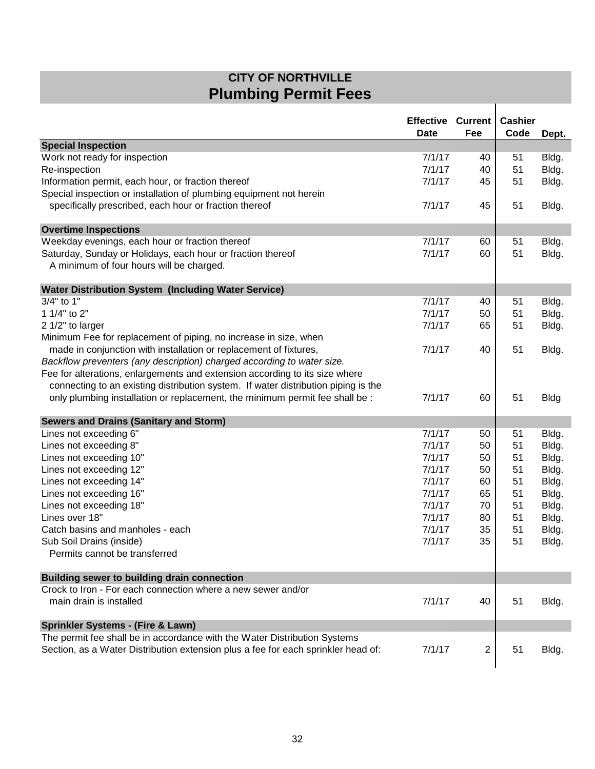# CITY OF NORTHVILLE
## Plumbing Permit Fees

| | Effective Date | Current Fee | Cashier Code | Dept. |
|---|---|---|---|---|
| **Special Inspection** | | | | |
| Work not ready for inspection | 7/1/17 | 40 | 51 | Bldg. |
| Re-inspection | 7/1/17 | 40 | 51 | Bldg. |
| Information permit, each hour, or fraction thereof | 7/1/17 | 45 | 51 | Bldg. |
| Special inspection or installation of plumbing equipment not herein specifically prescribed, each hour or fraction thereof | 7/1/17 | 45 | 51 | Bldg. |
| **Overtime Inspections** | | | | |
| Weekday evenings, each hour or fraction thereof | 7/1/17 | 60 | 51 | Bldg. |
| Saturday, Sunday or Holidays, each hour or fraction thereof | 7/1/17 | 60 | 51 | Bldg. |
| A minimum of four hours will be charged. | | | | |
| **Water Distribution System (Including Water Service)** | | | | |
| 3/4" to 1" | 7/1/17 | 40 | 51 | Bldg. |
| 1 1/4" to 2" | 7/1/17 | 50 | 51 | Bldg. |
| 2 1/2" to larger | 7/1/17 | 65 | 51 | Bldg. |
| Minimum Fee for replacement of piping, no increase in size, when made in conjunction with installation or replacement of fixtures, | 7/1/17 | 40 | 51 | Bldg. |
| *Backflow preventers (any description) charged according to water size.* | | | | |
| Fee for alterations, enlargements and extension according to its size where connecting to an existing distribution system. If water distribution piping is the only plumbing installation or replacement, the minimum permit fee shall be : | 7/1/17 | 60 | 51 | Bldg |
| **Sewers and Drains (Sanitary and Storm)** | | | | |
| Lines not exceeding 6" | 7/1/17 | 50 | 51 | Bldg. |
| Lines not exceeding 8" | 7/1/17 | 50 | 51 | Bldg. |
| Lines not exceeding 10" | 7/1/17 | 50 | 51 | Bldg. |
| Lines not exceeding 12" | 7/1/17 | 50 | 51 | Bldg. |
| Lines not exceeding 14" | 7/1/17 | 60 | 51 | Bldg. |
| Lines not exceeding 16" | 7/1/17 | 65 | 51 | Bldg. |
| Lines not exceeding 18" | 7/1/17 | 70 | 51 | Bldg. |
| Lines over 18" | 7/1/17 | 80 | 51 | Bldg. |
| Catch basins and manholes - each | 7/1/17 | 35 | 51 | Bldg. |
| Sub Soil Drains (inside) | 7/1/17 | 35 | 51 | Bldg. |
| Permits cannot be transferred | | | | |
| **Building sewer to building drain connection** | | | | |
| Crock to Iron - For each connection where a new sewer and/or main drain is installed | 7/1/17 | 40 | 51 | Bldg. |
| **Sprinkler Systems - (Fire & Lawn)** | | | | |
| The permit fee shall be in accordance with the Water Distribution Systems Section, as a Water Distribution extension plus a fee for each sprinkler head of: | 7/1/17 | 2 | 51 | Bldg. |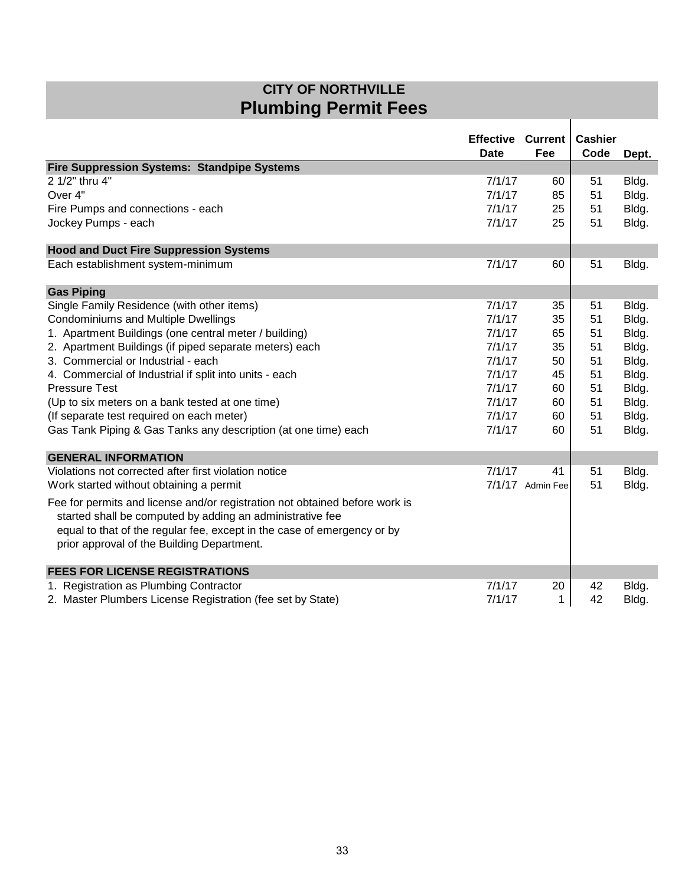# CITY OF NORTHVILLE
## Plumbing Permit Fees

| | Effective Date | Current Fee | Cashier Code | Dept. |
|---|---|---|---|---|
| **Fire Suppression Systems: Standpipe Systems** | | | | |
| 2 1/2" thru 4" | 7/1/17 | 60 | 51 | Bldg. |
| Over 4" | 7/1/17 | 85 | 51 | Bldg. |
| Fire Pumps and connections - each | 7/1/17 | 25 | 51 | Bldg. |
| Jockey Pumps - each | 7/1/17 | 25 | 51 | Bldg. |
| **Hood and Duct Fire Suppression Systems** | | | | |
| Each establishment system-minimum | 7/1/17 | 60 | 51 | Bldg. |
| **Gas Piping** | | | | |
| Single Family Residence (with other items) | 7/1/17 | 35 | 51 | Bldg. |
| Condominiums and Multiple Dwellings | 7/1/17 | 35 | 51 | Bldg. |
| 1. Apartment Buildings (one central meter / building) | 7/1/17 | 65 | 51 | Bldg. |
| 2. Apartment Buildings (if piped separate meters) each | 7/1/17 | 35 | 51 | Bldg. |
| 3. Commercial or Industrial - each | 7/1/17 | 50 | 51 | Bldg. |
| 4. Commercial of Industrial if split into units - each | 7/1/17 | 45 | 51 | Bldg. |
| Pressure Test | 7/1/17 | 60 | 51 | Bldg. |
| (Up to six meters on a bank tested at one time) | 7/1/17 | 60 | 51 | Bldg. |
| (If separate test required on each meter) | 7/1/17 | 60 | 51 | Bldg. |
| Gas Tank Piping & Gas Tanks any description (at one time) each | 7/1/17 | 60 | 51 | Bldg. |
| **GENERAL INFORMATION** | | | | |
| Violations not corrected after first violation notice | 7/1/17 | 41 | 51 | Bldg. |
| Work started without obtaining a permit | 7/1/17 | Admin Fee | 51 | Bldg. |
| Fee for permits and license and/or registration not obtained before work is started shall be computed by adding an administrative fee equal to that of the regular fee, except in the case of emergency or by prior approval of the Building Department. | | | | |
| **FEES FOR LICENSE REGISTRATIONS** | | | | |
| 1. Registration as Plumbing Contractor | 7/1/17 | 20 | 42 | Bldg. |
| 2. Master Plumbers License Registration (fee set by State) | 7/1/17 | 1 | 42 | Bldg. |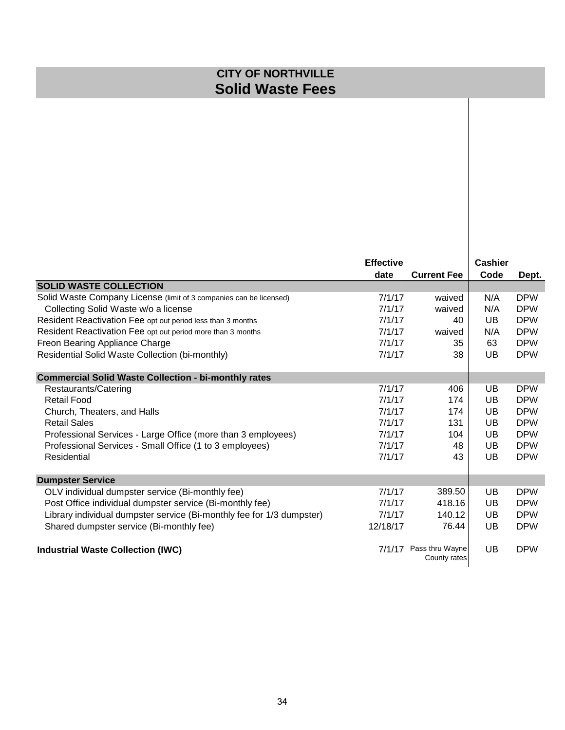# CITY OF NORTHVILLE
## Solid Waste Fees

| | Effective date | Current Fee | Cashier Code | Dept. |
|---|---|---|---|---|
| **SOLID WASTE COLLECTION** | | | | |
| Solid Waste Company License (limit of 3 companies can be licensed) | 7/1/17 | waived | N/A | DPW |
| Collecting Solid Waste w/o a license | 7/1/17 | waived | N/A | DPW |
| Resident Reactivation Fee opt out period less than 3 months | 7/1/17 | 40 | UB | DPW |
| Resident Reactivation Fee opt out period more than 3 months | 7/1/17 | waived | N/A | DPW |
| Freon Bearing Appliance Charge | 7/1/17 | 35 | 63 | DPW |
| Residential Solid Waste Collection (bi-monthly) | 7/1/17 | 38 | UB | DPW |
| **Commercial Solid Waste Collection - bi-monthly rates** | | | | |
| Restaurants/Catering | 7/1/17 | 406 | UB | DPW |
| Retail Food | 7/1/17 | 174 | UB | DPW |
| Church, Theaters, and Halls | 7/1/17 | 174 | UB | DPW |
| Retail Sales | 7/1/17 | 131 | UB | DPW |
| Professional Services - Large Office (more than 3 employees) | 7/1/17 | 104 | UB | DPW |
| Professional Services - Small Office (1 to 3 employees) | 7/1/17 | 48 | UB | DPW |
| Residential | 7/1/17 | 43 | UB | DPW |
| **Dumpster Service** | | | | |
| OLV individual dumpster service (Bi-monthly fee) | 7/1/17 | 389.50 | UB | DPW |
| Post Office individual dumpster service (Bi-monthly fee) | 7/1/17 | 418.16 | UB | DPW |
| Library individual dumpster service (Bi-monthly fee for 1/3 dumpster) | 7/1/17 | 140.12 | UB | DPW |
| Shared dumpster service (Bi-monthly fee) | 12/18/17 | 76.44 | UB | DPW |
| **Industrial Waste Collection (IWC)** | 7/1/17 | Pass thru Wayne County rates | UB | DPW |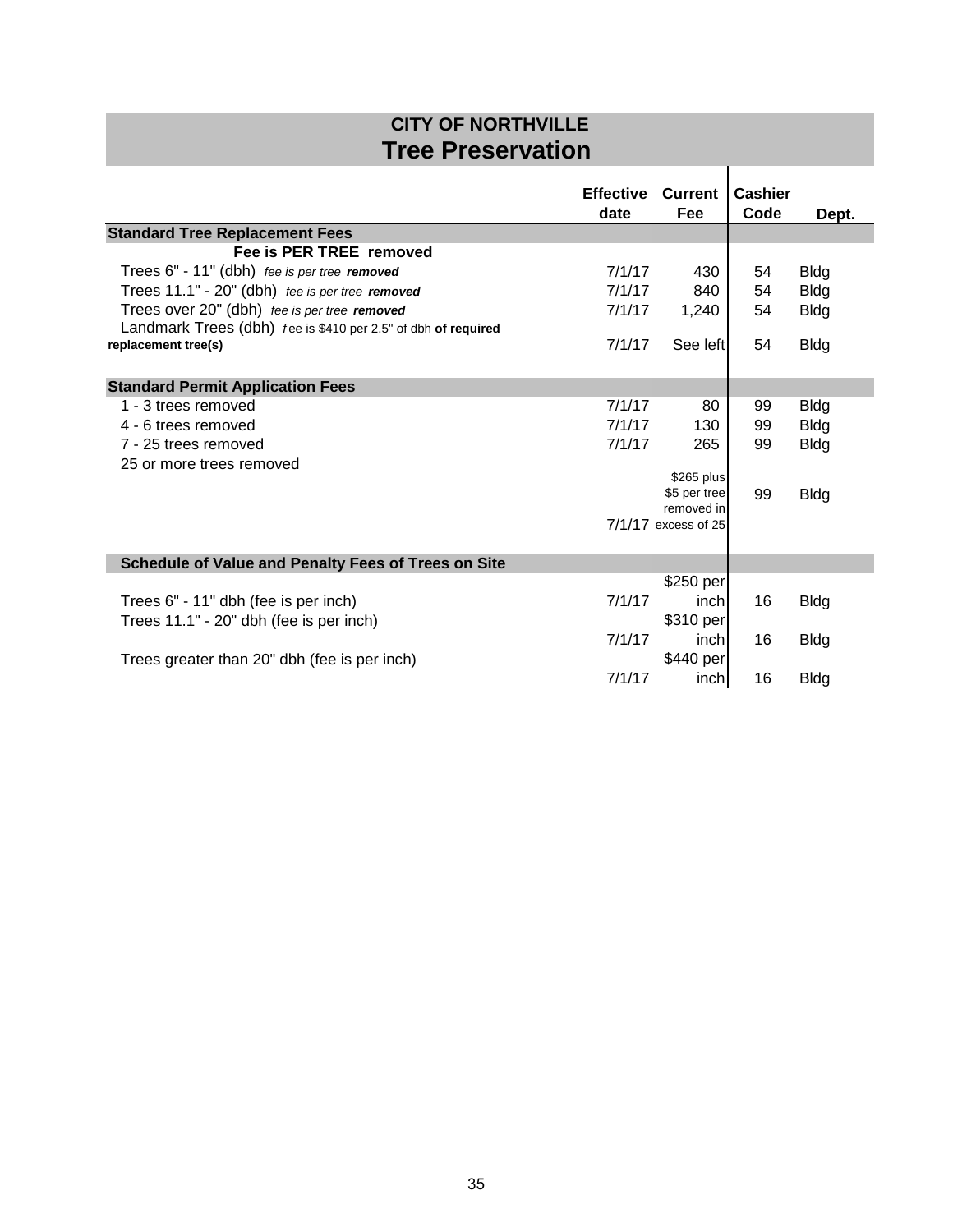## CITY OF NORTHVILLE
# Tree Preservation

| | Effective date | Current Fee | Cashier Code | Dept. |
|---|---|---|---|---|
| **Standard Tree Replacement Fees** | | | | |
| **Fee is PER TREE removed** | | | | |
| Trees 6" - 11" (dbh) *fee is per tree* ***removed*** | 7/1/17 | 430 | 54 | Bldg |
| Trees 11.1" - 20" (dbh) *fee is per tree* ***removed*** | 7/1/17 | 840 | 54 | Bldg |
| Trees over 20" (dbh) *fee is per tree* ***removed*** | 7/1/17 | 1,240 | 54 | Bldg |
| Landmark Trees (dbh) *f*ee is $410 per 2.5" of dbh **of required replacement tree(s)** | 7/1/17 | See left | 54 | Bldg |
| **Standard Permit Application Fees** | | | | |
| 1 - 3 trees removed | 7/1/17 | 80 | 99 | Bldg |
| 4 - 6 trees removed | 7/1/17 | 130 | 99 | Bldg |
| 7 - 25 trees removed | 7/1/17 | 265 | 99 | Bldg |
| 25 or more trees removed | 7/1/17 | $265 plus $5 per tree removed in excess of 25 | 99 | Bldg |
| **Schedule of Value and Penalty Fees of Trees on Site** | | | | |
| Trees 6" - 11" dbh (fee is per inch) | 7/1/17 | $250 per inch | 16 | Bldg |
| Trees 11.1" - 20" dbh (fee is per inch) | 7/1/17 | $310 per inch | 16 | Bldg |
| Trees greater than 20" dbh (fee is per inch) | 7/1/17 | $440 per inch | 16 | Bldg |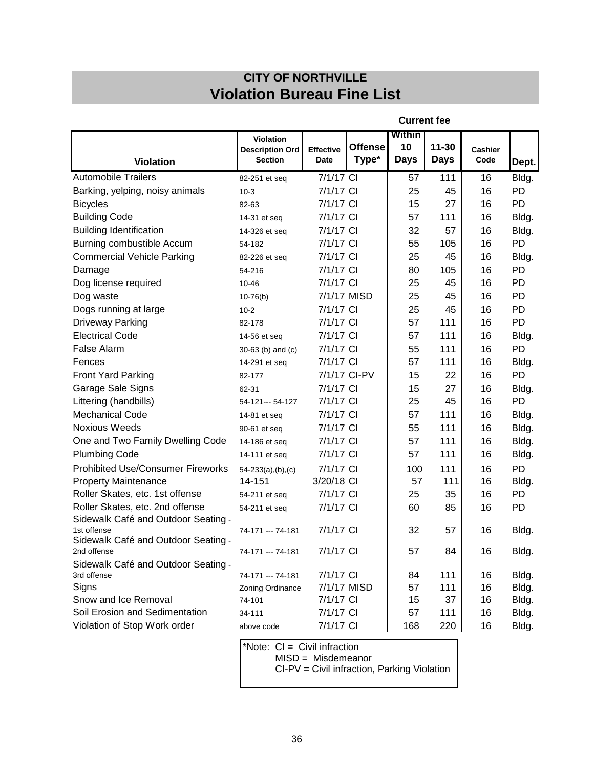# CITY OF NORTHVILLE
## Violation Bureau Fine List

| Violation | Violation Description Ord Section | Effective Date | Offense Type* | Current fee Within 10 Days | 11-30 Days | Cashier Code | Dept. |
|---|---|---|---|---|---|---|---|
| Automobile Trailers | 82-251 et seq | 7/1/17 | CI | 57 | 111 | 16 | Bldg. |
| Barking, yelping, noisy animals | 10-3 | 7/1/17 | CI | 25 | 45 | 16 | PD |
| Bicycles | 82-63 | 7/1/17 | CI | 15 | 27 | 16 | PD |
| Building Code | 14-31 et seq | 7/1/17 | CI | 57 | 111 | 16 | Bldg. |
| Building Identification | 14-326 et seq | 7/1/17 | CI | 32 | 57 | 16 | Bldg. |
| Burning combustible Accum | 54-182 | 7/1/17 | CI | 55 | 105 | 16 | PD |
| Commercial Vehicle Parking | 82-226 et seq | 7/1/17 | CI | 25 | 45 | 16 | Bldg. |
| Damage | 54-216 | 7/1/17 | CI | 80 | 105 | 16 | PD |
| Dog license required | 10-46 | 7/1/17 | CI | 25 | 45 | 16 | PD |
| Dog waste | 10-76(b) | 7/1/17 | MISD | 25 | 45 | 16 | PD |
| Dogs running at large | 10-2 | 7/1/17 | CI | 25 | 45 | 16 | PD |
| Driveway Parking | 82-178 | 7/1/17 | CI | 57 | 111 | 16 | PD |
| Electrical Code | 14-56 et seq | 7/1/17 | CI | 57 | 111 | 16 | Bldg. |
| False Alarm | 30-63 (b) and (c) | 7/1/17 | CI | 55 | 111 | 16 | PD |
| Fences | 14-291 et seq | 7/1/17 | CI | 57 | 111 | 16 | Bldg. |
| Front Yard Parking | 82-177 | 7/1/17 | CI-PV | 15 | 22 | 16 | PD |
| Garage Sale Signs | 62-31 | 7/1/17 | CI | 15 | 27 | 16 | Bldg. |
| Littering (handbills) | 54-121--- 54-127 | 7/1/17 | CI | 25 | 45 | 16 | PD |
| Mechanical Code | 14-81 et seq | 7/1/17 | CI | 57 | 111 | 16 | Bldg. |
| Noxious Weeds | 90-61 et seq | 7/1/17 | CI | 55 | 111 | 16 | Bldg. |
| One and Two Family Dwelling Code | 14-186 et seq | 7/1/17 | CI | 57 | 111 | 16 | Bldg. |
| Plumbing Code | 14-111 et seq | 7/1/17 | CI | 57 | 111 | 16 | Bldg. |
| Prohibited Use/Consumer Fireworks | 54-233(a),(b),(c) | 7/1/17 | CI | 100 | 111 | 16 | PD |
| Property Maintenance | 14-151 | 3/20/18 | CI | 57 | 111 | 16 | Bldg. |
| Roller Skates, etc. 1st offense | 54-211 et seq | 7/1/17 | CI | 25 | 35 | 16 | PD |
| Roller Skates, etc. 2nd offense | 54-211 et seq | 7/1/17 | CI | 60 | 85 | 16 | PD |
| Sidewalk Café and Outdoor Seating - 1st offense | 74-171 --- 74-181 | 7/1/17 | CI | 32 | 57 | 16 | Bldg. |
| Sidewalk Café and Outdoor Seating - 2nd offense | 74-171 --- 74-181 | 7/1/17 | CI | 57 | 84 | 16 | Bldg. |
| Sidewalk Café and Outdoor Seating - 3rd offense | 74-171 --- 74-181 | 7/1/17 | CI | 84 | 111 | 16 | Bldg. |
| Signs | Zoning Ordinance | 7/1/17 | MISD | 57 | 111 | 16 | Bldg. |
| Snow and Ice Removal | 74-101 | 7/1/17 | CI | 15 | 37 | 16 | Bldg. |
| Soil Erosion and Sedimentation | 34-111 | 7/1/17 | CI | 57 | 111 | 16 | Bldg. |
| Violation of Stop Work order | above code | 7/1/17 | CI | 168 | 220 | 16 | Bldg. |

*Note: CI = Civil infraction
MISD = Misdemeanor
CI-PV = Civil infraction, Parking Violation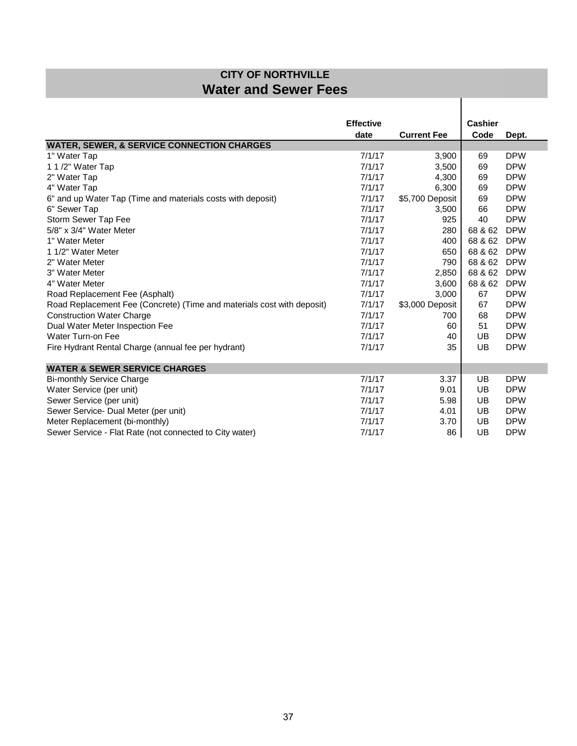# CITY OF NORTHVILLE
## Water and Sewer Fees

| | Effective date | Current Fee | Cashier Code | Dept. |
|---|---|---|---|---|
| **WATER, SEWER, & SERVICE CONNECTION CHARGES** | | | | |
| 1" Water Tap | 7/1/17 | 3,900 | 69 | DPW |
| 1 1 /2" Water Tap | 7/1/17 | 3,500 | 69 | DPW |
| 2" Water Tap | 7/1/17 | 4,300 | 69 | DPW |
| 4" Water Tap | 7/1/17 | 6,300 | 69 | DPW |
| 6" and up Water Tap (Time and materials costs with deposit) | 7/1/17 | $5,700 Deposit | 69 | DPW |
| 6" Sewer Tap | 7/1/17 | 3,500 | 66 | DPW |
| Storm Sewer Tap Fee | 7/1/17 | 925 | 40 | DPW |
| 5/8" x 3/4" Water Meter | 7/1/17 | 280 | 68 & 62 | DPW |
| 1" Water Meter | 7/1/17 | 400 | 68 & 62 | DPW |
| 1 1/2" Water Meter | 7/1/17 | 650 | 68 & 62 | DPW |
| 2" Water Meter | 7/1/17 | 790 | 68 & 62 | DPW |
| 3" Water Meter | 7/1/17 | 2,850 | 68 & 62 | DPW |
| 4" Water Meter | 7/1/17 | 3,600 | 68 & 62 | DPW |
| Road Replacement Fee (Asphalt) | 7/1/17 | 3,000 | 67 | DPW |
| Road Replacement Fee (Concrete) (Time and materials cost with deposit) | 7/1/17 | $3,000 Deposit | 67 | DPW |
| Construction Water Charge | 7/1/17 | 700 | 68 | DPW |
| Dual Water Meter Inspection Fee | 7/1/17 | 60 | 51 | DPW |
| Water Turn-on Fee | 7/1/17 | 40 | UB | DPW |
| Fire Hydrant Rental Charge (annual fee per hydrant) | 7/1/17 | 35 | UB | DPW |
| **WATER & SEWER SERVICE CHARGES** | | | | |
| Bi-monthly Service Charge | 7/1/17 | 3.37 | UB | DPW |
| Water Service (per unit) | 7/1/17 | 9.01 | UB | DPW |
| Sewer Service (per unit) | 7/1/17 | 5.98 | UB | DPW |
| Sewer Service- Dual Meter (per unit) | 7/1/17 | 4.01 | UB | DPW |
| Meter Replacement (bi-monthly) | 7/1/17 | 3.70 | UB | DPW |
| Sewer Service - Flat Rate (not connected to City water) | 7/1/17 | 86 | UB | DPW |